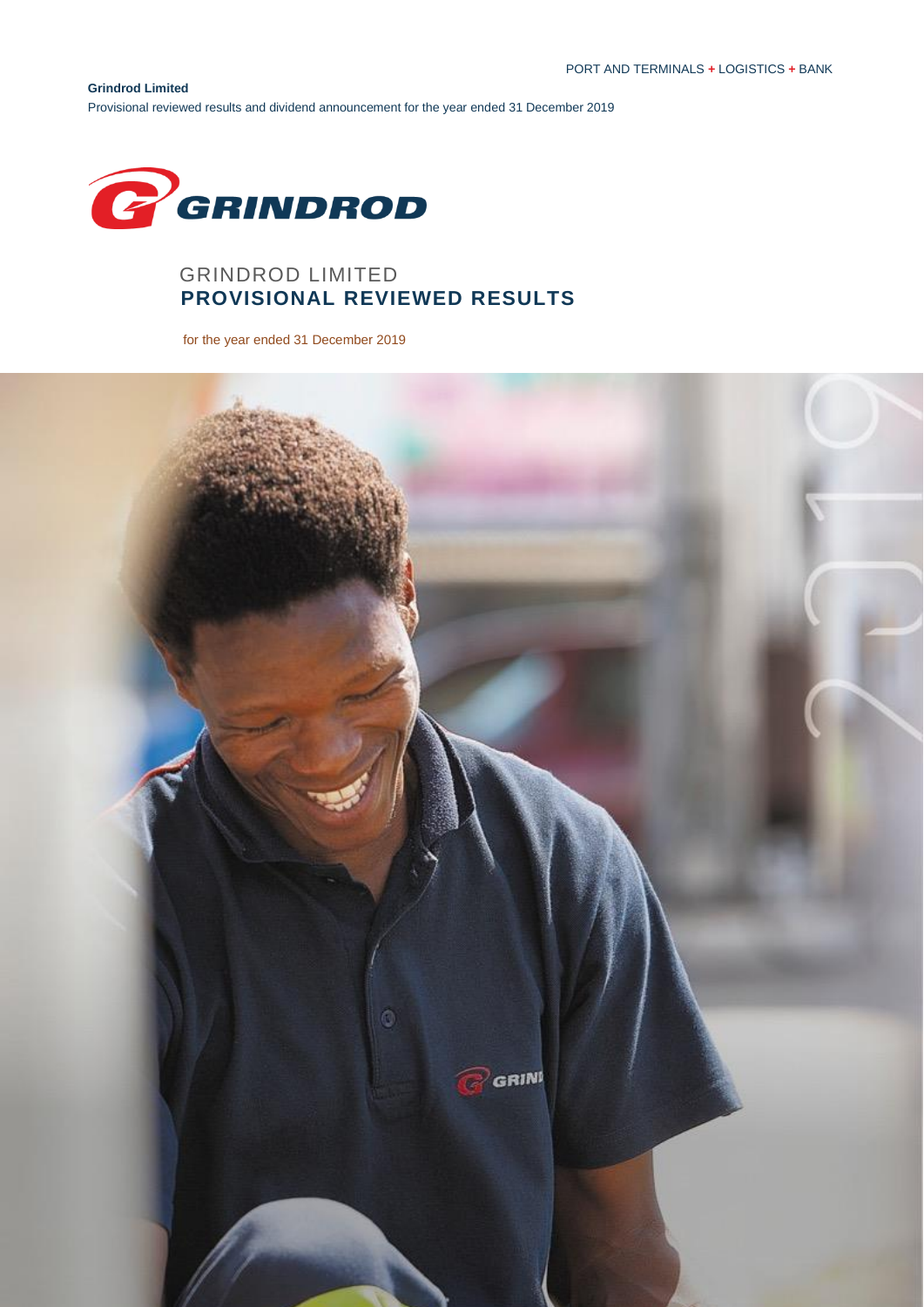PORT AND TERMINALS + LOGISTICS + BANK

**Grindrod Limited**

Provisional reviewed results and dividend announcement for the year ended 31 December 2019

# GRINDROD LIMITED
# PROVISIONAL REVIEWED RESULTS

for the year ended 31 December 2019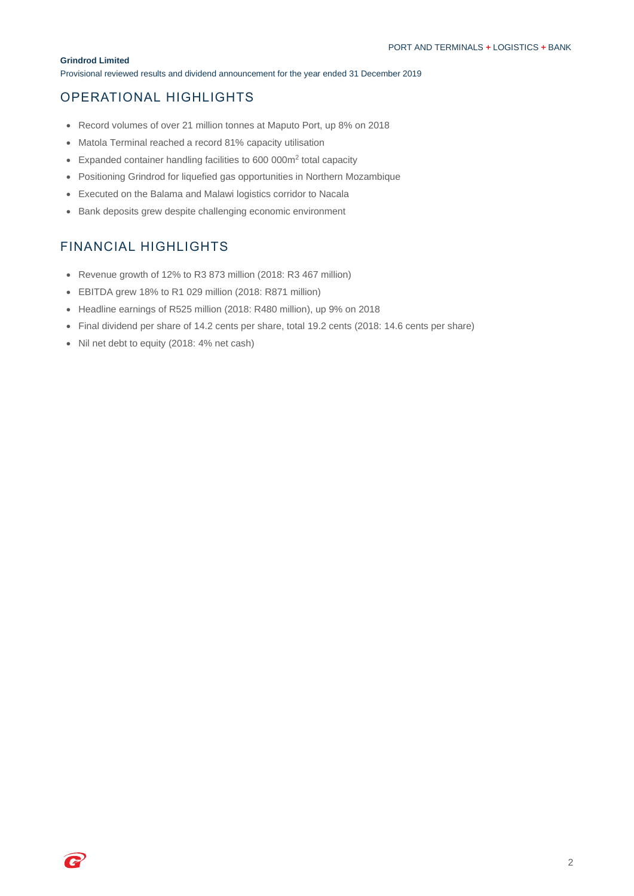**Grindrod Limited**

Provisional reviewed results and dividend announcement for the year ended 31 December 2019

## OPERATIONAL HIGHLIGHTS

- Record volumes of over 21 million tonnes at Maputo Port, up 8% on 2018
- Matola Terminal reached a record 81% capacity utilisation
- Expanded container handling facilities to 600 000m$^2$ total capacity
- Positioning Grindrod for liquefied gas opportunities in Northern Mozambique
- Executed on the Balama and Malawi logistics corridor to Nacala
- Bank deposits grew despite challenging economic environment

## FINANCIAL HIGHLIGHTS

- Revenue growth of 12% to R3 873 million (2018: R3 467 million)
- EBITDA grew 18% to R1 029 million (2018: R871 million)
- Headline earnings of R525 million (2018: R480 million), up 9% on 2018
- Final dividend per share of 14.2 cents per share, total 19.2 cents (2018: 14.6 cents per share)
- Nil net debt to equity (2018: 4% net cash)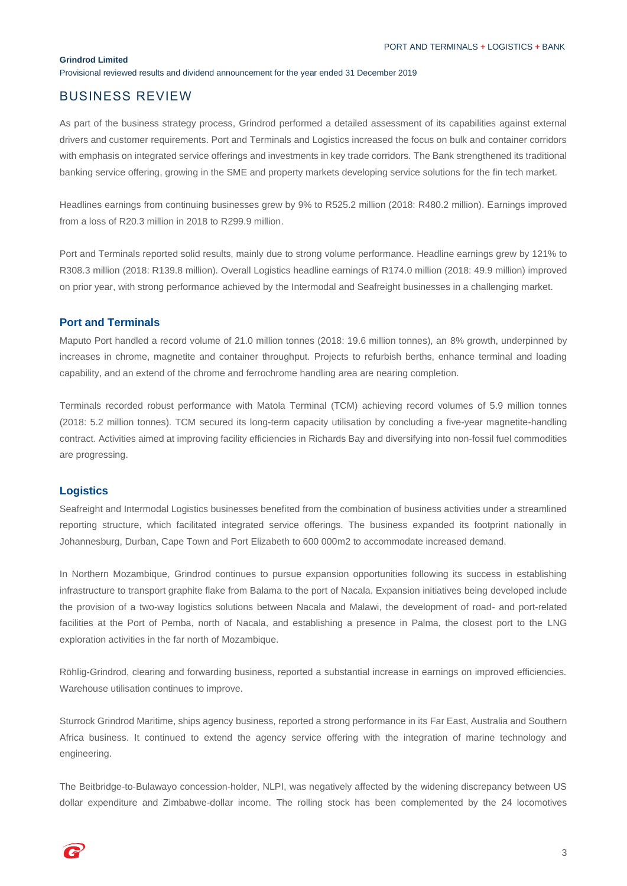**Grindrod Limited**

Provisional reviewed results and dividend announcement for the year ended 31 December 2019

# BUSINESS REVIEW

As part of the business strategy process, Grindrod performed a detailed assessment of its capabilities against external drivers and customer requirements. Port and Terminals and Logistics increased the focus on bulk and container corridors with emphasis on integrated service offerings and investments in key trade corridors. The Bank strengthened its traditional banking service offering, growing in the SME and property markets developing service solutions for the fin tech market.

Headlines earnings from continuing businesses grew by 9% to R525.2 million (2018: R480.2 million). Earnings improved from a loss of R20.3 million in 2018 to R299.9 million.

Port and Terminals reported solid results, mainly due to strong volume performance. Headline earnings grew by 121% to R308.3 million (2018: R139.8 million). Overall Logistics headline earnings of R174.0 million (2018: 49.9 million) improved on prior year, with strong performance achieved by the Intermodal and Seafreight businesses in a challenging market.

## Port and Terminals

Maputo Port handled a record volume of 21.0 million tonnes (2018: 19.6 million tonnes), an 8% growth, underpinned by increases in chrome, magnetite and container throughput. Projects to refurbish berths, enhance terminal and loading capability, and an extend of the chrome and ferrochrome handling area are nearing completion.

Terminals recorded robust performance with Matola Terminal (TCM) achieving record volumes of 5.9 million tonnes (2018: 5.2 million tonnes). TCM secured its long-term capacity utilisation by concluding a five-year magnetite-handling contract. Activities aimed at improving facility efficiencies in Richards Bay and diversifying into non-fossil fuel commodities are progressing.

## Logistics

Seafreight and Intermodal Logistics businesses benefited from the combination of business activities under a streamlined reporting structure, which facilitated integrated service offerings. The business expanded its footprint nationally in Johannesburg, Durban, Cape Town and Port Elizabeth to 600 000m2 to accommodate increased demand.

In Northern Mozambique, Grindrod continues to pursue expansion opportunities following its success in establishing infrastructure to transport graphite flake from Balama to the port of Nacala. Expansion initiatives being developed include the provision of a two-way logistics solutions between Nacala and Malawi, the development of road- and port-related facilities at the Port of Pemba, north of Nacala, and establishing a presence in Palma, the closest port to the LNG exploration activities in the far north of Mozambique.

Röhlig-Grindrod, clearing and forwarding business, reported a substantial increase in earnings on improved efficiencies. Warehouse utilisation continues to improve.

Sturrock Grindrod Maritime, ships agency business, reported a strong performance in its Far East, Australia and Southern Africa business. It continued to extend the agency service offering with the integration of marine technology and engineering.

The Beitbridge-to-Bulawayo concession-holder, NLPI, was negatively affected by the widening discrepancy between US dollar expenditure and Zimbabwe-dollar income. The rolling stock has been complemented by the 24 locomotives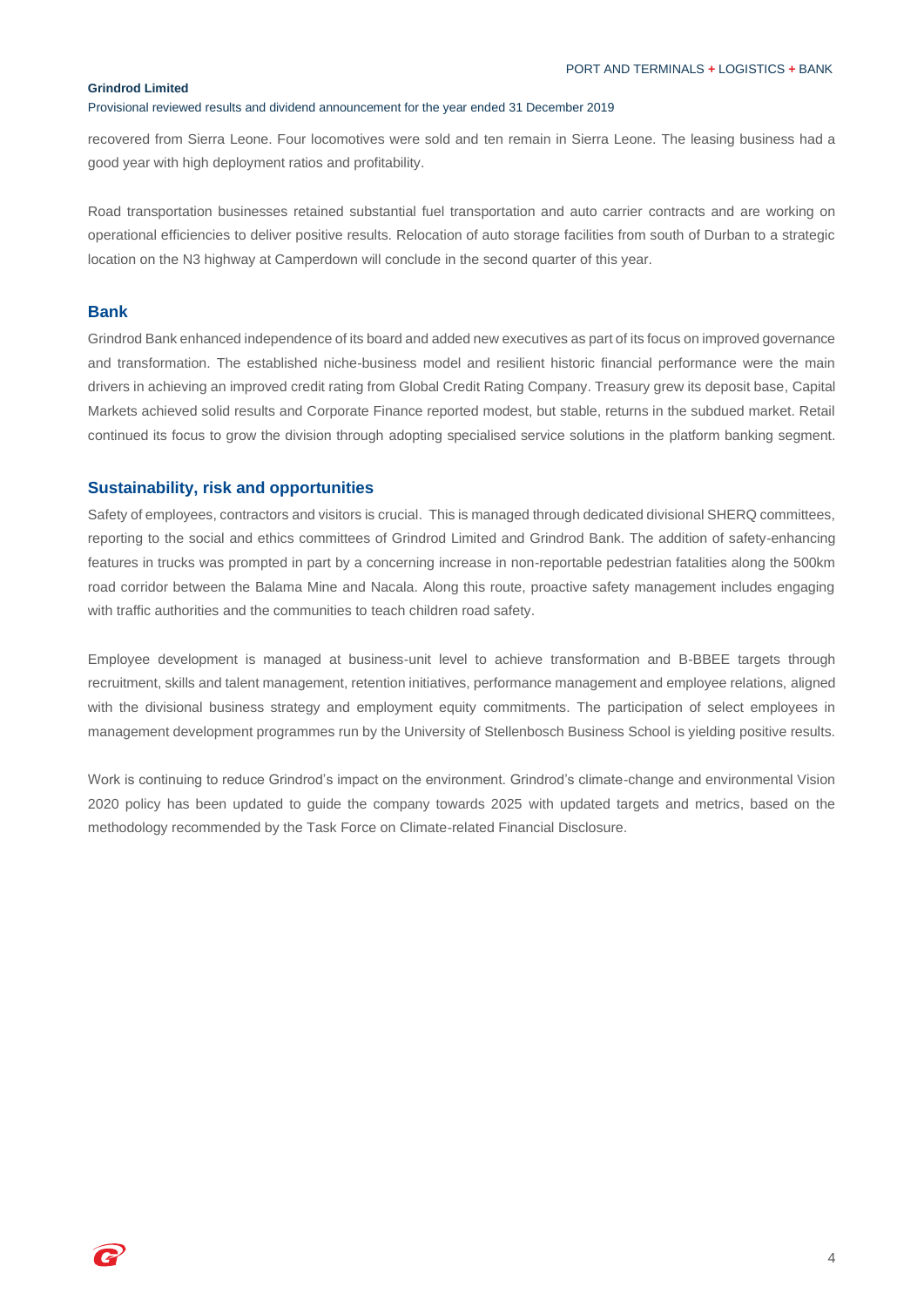recovered from Sierra Leone. Four locomotives were sold and ten remain in Sierra Leone. The leasing business had a good year with high deployment ratios and profitability.

Road transportation businesses retained substantial fuel transportation and auto carrier contracts and are working on operational efficiencies to deliver positive results. Relocation of auto storage facilities from south of Durban to a strategic location on the N3 highway at Camperdown will conclude in the second quarter of this year.

## Bank

Grindrod Bank enhanced independence of its board and added new executives as part of its focus on improved governance and transformation. The established niche-business model and resilient historic financial performance were the main drivers in achieving an improved credit rating from Global Credit Rating Company. Treasury grew its deposit base, Capital Markets achieved solid results and Corporate Finance reported modest, but stable, returns in the subdued market. Retail continued its focus to grow the division through adopting specialised service solutions in the platform banking segment.

## Sustainability, risk and opportunities

Safety of employees, contractors and visitors is crucial. This is managed through dedicated divisional SHERQ committees, reporting to the social and ethics committees of Grindrod Limited and Grindrod Bank. The addition of safety-enhancing features in trucks was prompted in part by a concerning increase in non-reportable pedestrian fatalities along the 500km road corridor between the Balama Mine and Nacala. Along this route, proactive safety management includes engaging with traffic authorities and the communities to teach children road safety.

Employee development is managed at business-unit level to achieve transformation and B-BBEE targets through recruitment, skills and talent management, retention initiatives, performance management and employee relations, aligned with the divisional business strategy and employment equity commitments. The participation of select employees in management development programmes run by the University of Stellenbosch Business School is yielding positive results.

Work is continuing to reduce Grindrod's impact on the environment. Grindrod's climate-change and environmental Vision 2020 policy has been updated to guide the company towards 2025 with updated targets and metrics, based on the methodology recommended by the Task Force on Climate-related Financial Disclosure.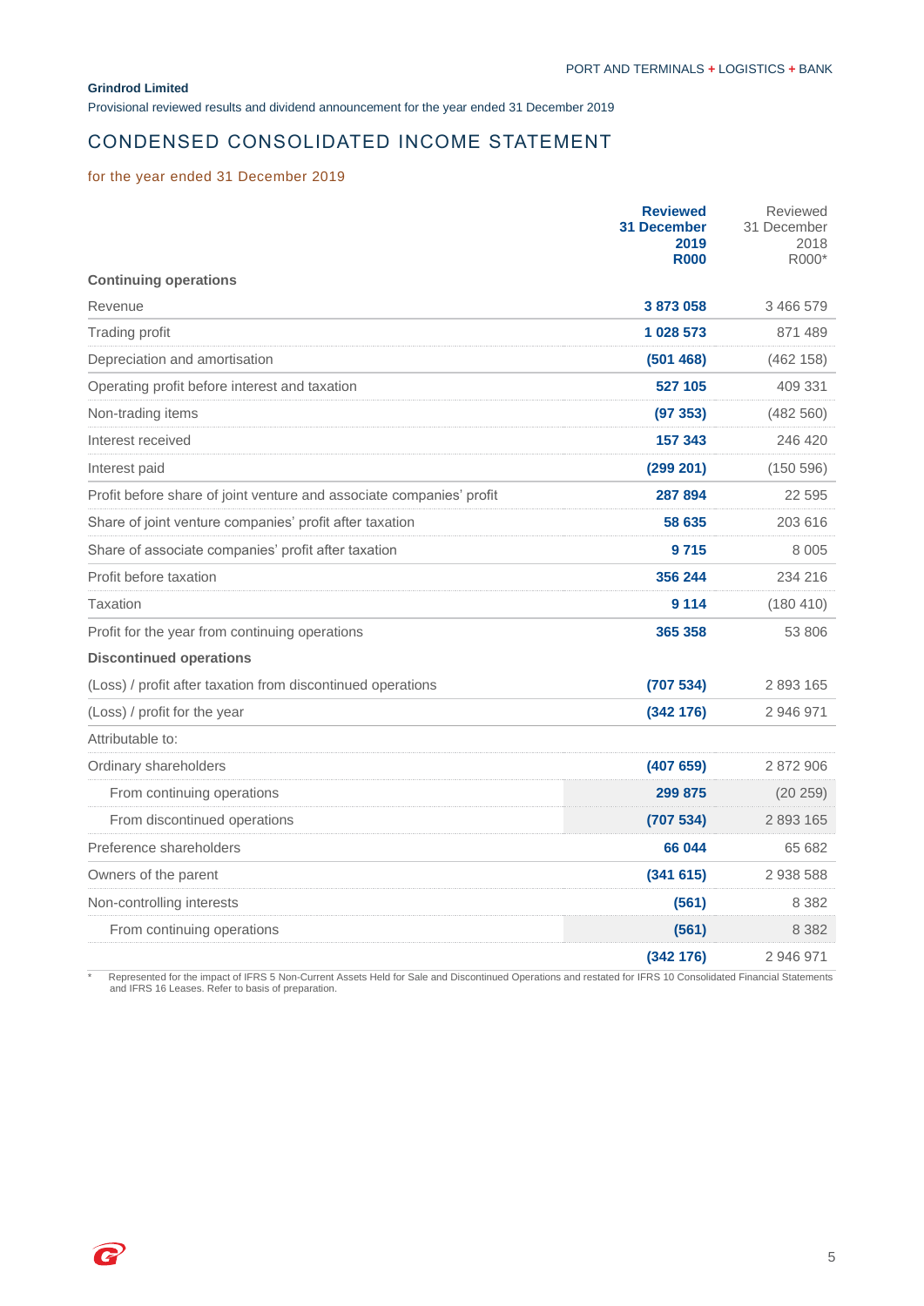**Grindrod Limited**

Provisional reviewed results and dividend announcement for the year ended 31 December 2019

# CONDENSED CONSOLIDATED INCOME STATEMENT

for the year ended 31 December 2019

| | **Reviewed 31 December 2019 R000** | Reviewed 31 December 2018 R000* |
|---|---|---|
| **Continuing operations** | | |
| Revenue | **3 873 058** | 3 466 579 |
| Trading profit | **1 028 573** | 871 489 |
| Depreciation and amortisation | **(501 468)** | (462 158) |
| Operating profit before interest and taxation | **527 105** | 409 331 |
| Non-trading items | **(97 353)** | (482 560) |
| Interest received | **157 343** | 246 420 |
| Interest paid | **(299 201)** | (150 596) |
| Profit before share of joint venture and associate companies' profit | **287 894** | 22 595 |
| Share of joint venture companies' profit after taxation | **58 635** | 203 616 |
| Share of associate companies' profit after taxation | **9 715** | 8 005 |
| Profit before taxation | **356 244** | 234 216 |
| Taxation | **9 114** | (180 410) |
| Profit for the year from continuing operations | **365 358** | 53 806 |
| **Discontinued operations** | | |
| (Loss) / profit after taxation from discontinued operations | **(707 534)** | 2 893 165 |
| (Loss) / profit for the year | **(342 176)** | 2 946 971 |
| Attributable to: | | |
| Ordinary shareholders | **(407 659)** | 2 872 906 |
| From continuing operations | **299 875** | (20 259) |
| From discontinued operations | **(707 534)** | 2 893 165 |
| Preference shareholders | **66 044** | 65 682 |
| Owners of the parent | **(341 615)** | 2 938 588 |
| Non-controlling interests | **(561)** | 8 382 |
| From continuing operations | **(561)** | 8 382 |
| | **(342 176)** | 2 946 971 |

\* Represented for the impact of IFRS 5 Non-Current Assets Held for Sale and Discontinued Operations and restated for IFRS 10 Consolidated Financial Statements and IFRS 16 Leases. Refer to basis of preparation.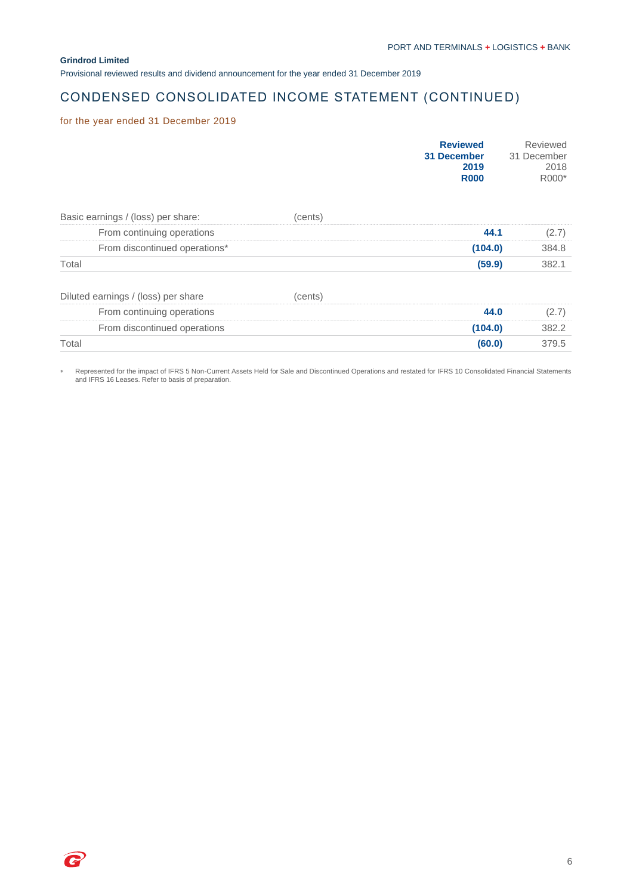**Grindrod Limited**

Provisional reviewed results and dividend announcement for the year ended 31 December 2019

# CONDENSED CONSOLIDATED INCOME STATEMENT (CONTINUED)

for the year ended 31 December 2019

| | | **Reviewed 31 December 2019 R000** | Reviewed 31 December 2018 R000* |
|---|---|---|---|
| Basic earnings / (loss) per share: | (cents) | | |
| From continuing operations | | **44.1** | (2.7) |
| From discontinued operations* | | **(104.0)** | 384.8 |
| Total | | **(59.9)** | 382.1 |
| Diluted earnings / (loss) per share | (cents) | | |
| From continuing operations | | **44.0** | (2.7) |
| From discontinued operations | | **(104.0)** | 382.2 |
| Total | | **(60.0)** | 379.5 |

\* Represented for the impact of IFRS 5 Non-Current Assets Held for Sale and Discontinued Operations and restated for IFRS 10 Consolidated Financial Statements and IFRS 16 Leases. Refer to basis of preparation.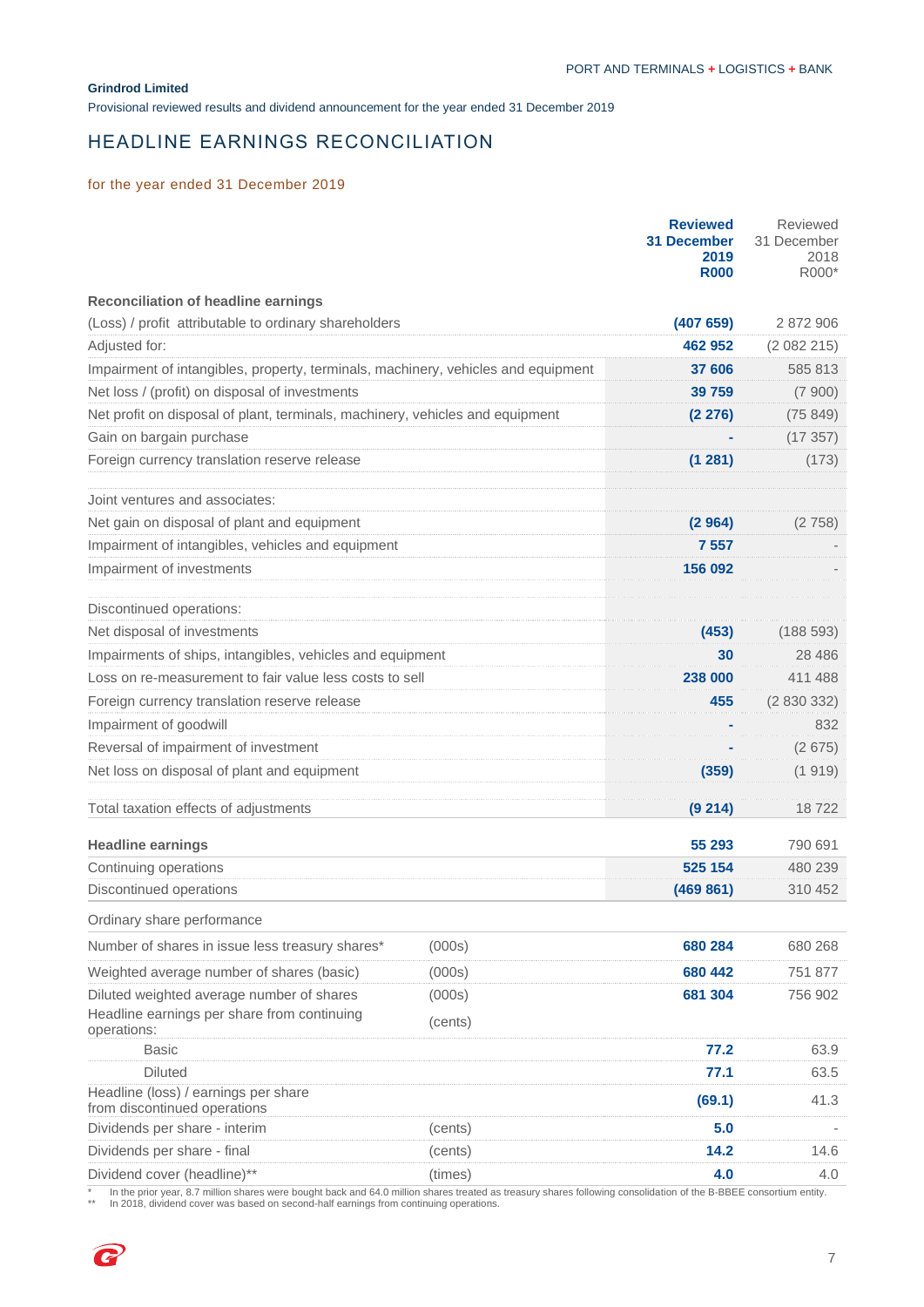**Grindrod Limited**

Provisional reviewed results and dividend announcement for the year ended 31 December 2019

# HEADLINE EARNINGS RECONCILIATION

for the year ended 31 December 2019

| | | **Reviewed 31 December 2019 R000** | Reviewed 31 December 2018 R000* |
|---|---|---|---|
| **Reconciliation of headline earnings** | | | |
| (Loss) / profit attributable to ordinary shareholders | | **(407 659)** | 2 872 906 |
| Adjusted for: | | **462 952** | (2 082 215) |
| Impairment of intangibles, property, terminals, machinery, vehicles and equipment | | **37 606** | 585 813 |
| Net loss / (profit) on disposal of investments | | **39 759** | (7 900) |
| Net profit on disposal of plant, terminals, machinery, vehicles and equipment | | **(2 276)** | (75 849) |
| Gain on bargain purchase | | **-** | (17 357) |
| Foreign currency translation reserve release | | **(1 281)** | (173) |
| Joint ventures and associates: | | | |
| Net gain on disposal of plant and equipment | | **(2 964)** | (2 758) |
| Impairment of intangibles, vehicles and equipment | | **7 557** | - |
| Impairment of investments | | **156 092** | - |
| Discontinued operations: | | | |
| Net disposal of investments | | **(453)** | (188 593) |
| Impairments of ships, intangibles, vehicles and equipment | | **30** | 28 486 |
| Loss on re-measurement to fair value less costs to sell | | **238 000** | 411 488 |
| Foreign currency translation reserve release | | **455** | (2 830 332) |
| Impairment of goodwill | | **-** | 832 |
| Reversal of impairment of investment | | **-** | (2 675) |
| Net loss on disposal of plant and equipment | | **(359)** | (1 919) |
| Total taxation effects of adjustments | | **(9 214)** | 18 722 |
| **Headline earnings** | | **55 293** | 790 691 |
| Continuing operations | | **525 154** | 480 239 |
| Discontinued operations | | **(469 861)** | 310 452 |
| Ordinary share performance | | | |
| Number of shares in issue less treasury shares* | (000s) | **680 284** | 680 268 |
| Weighted average number of shares (basic) | (000s) | **680 442** | 751 877 |
| Diluted weighted average number of shares | (000s) | **681 304** | 756 902 |
| Headline earnings per share from continuing operations: | (cents) | | |
| Basic | | **77.2** | 63.9 |
| Diluted | | **77.1** | 63.5 |
| Headline (loss) / earnings per share from discontinued operations | | **(69.1)** | 41.3 |
| Dividends per share - interim | (cents) | **5.0** | - |
| Dividends per share - final | (cents) | **14.2** | 14.6 |
| Dividend cover (headline)** | (times) | **4.0** | 4.0 |

\* In the prior year, 8.7 million shares were bought back and 64.0 million shares treated as treasury shares following consolidation of the B-BBEE consortium entity.

\** In 2018, dividend cover was based on second-half earnings from continuing operations.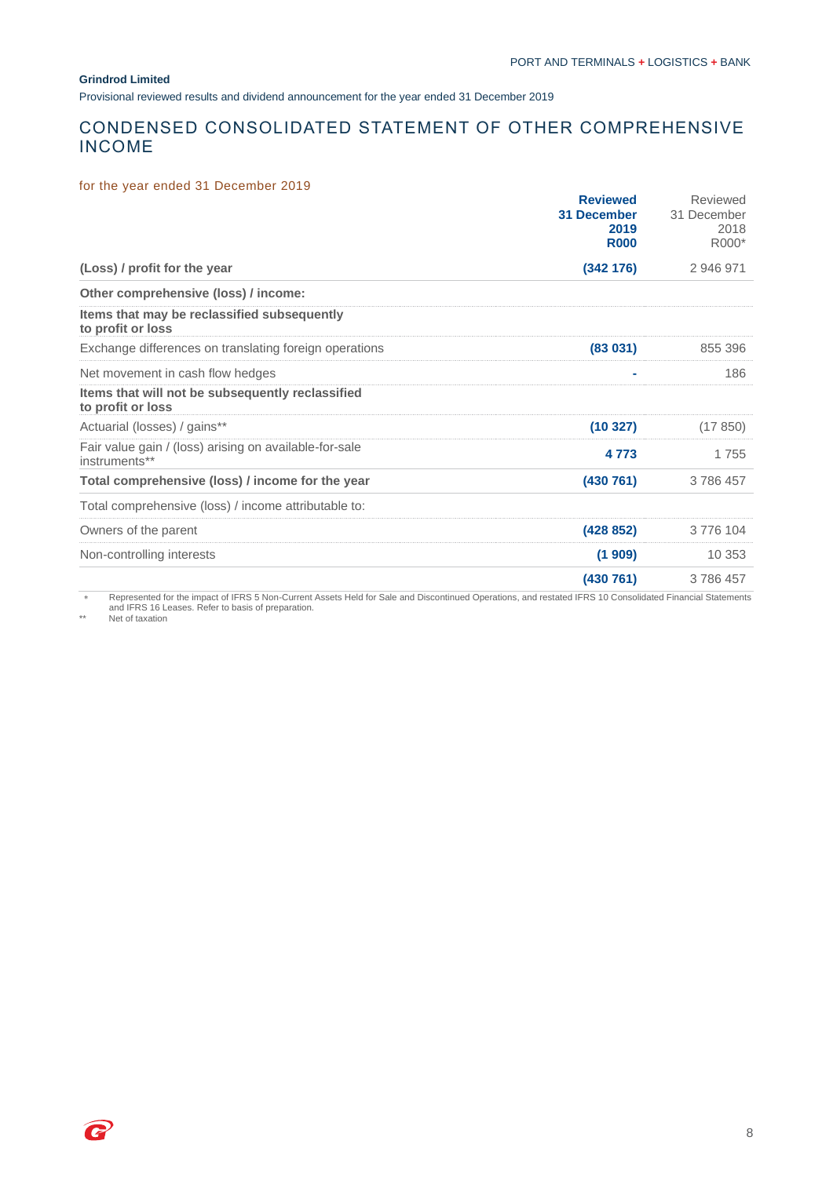**Grindrod Limited**

Provisional reviewed results and dividend announcement for the year ended 31 December 2019

## CONDENSED CONSOLIDATED STATEMENT OF OTHER COMPREHENSIVE INCOME

for the year ended 31 December 2019

| | **Reviewed 31 December 2019 R000** | Reviewed 31 December 2018 R000* |
|---|---|---|
| **(Loss) / profit for the year** | **(342 176)** | 2 946 971 |
| **Other comprehensive (loss) / income:** | | |
| **Items that may be reclassified subsequently to profit or loss** | | |
| Exchange differences on translating foreign operations | **(83 031)** | 855 396 |
| Net movement in cash flow hedges | **-** | 186 |
| **Items that will not be subsequently reclassified to profit or loss** | | |
| Actuarial (losses) / gains** | **(10 327)** | (17 850) |
| Fair value gain / (loss) arising on available-for-sale instruments** | **4 773** | 1 755 |
| **Total comprehensive (loss) / income for the year** | **(430 761)** | 3 786 457 |
| Total comprehensive (loss) / income attributable to: | | |
| Owners of the parent | **(428 852)** | 3 776 104 |
| Non-controlling interests | **(1 909)** | 10 353 |
| | **(430 761)** | 3 786 457 |

\* Represented for the impact of IFRS 5 Non-Current Assets Held for Sale and Discontinued Operations, and restated IFRS 10 Consolidated Financial Statements and IFRS 16 Leases. Refer to basis of preparation.

** Net of taxation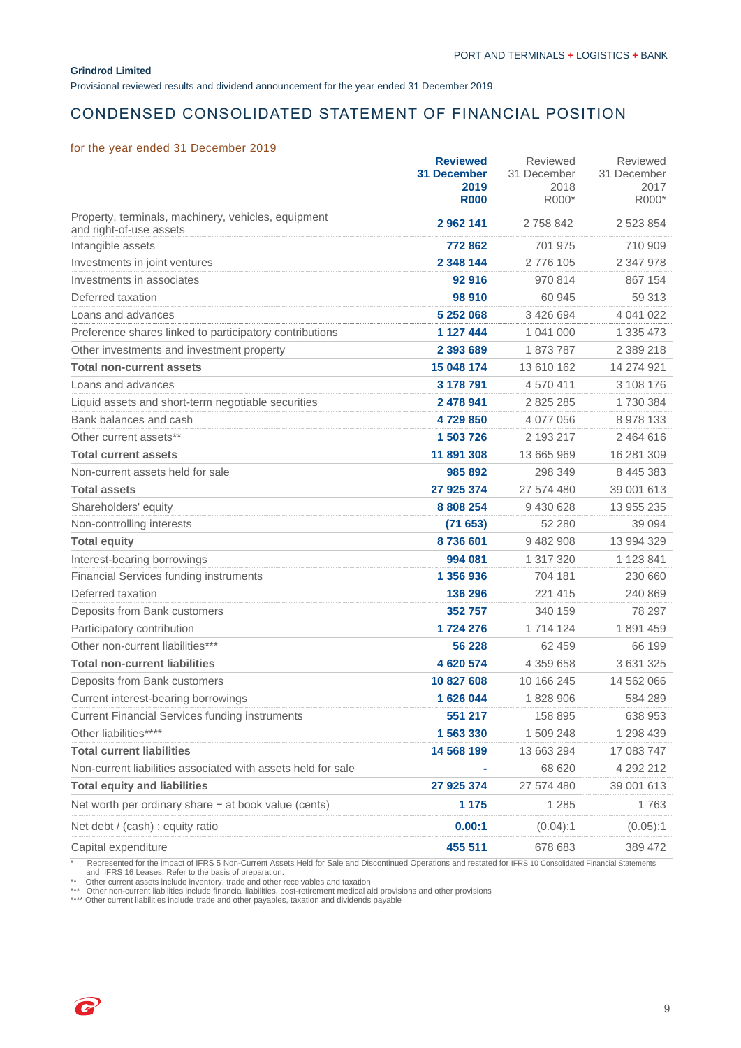**Grindrod Limited**

Provisional reviewed results and dividend announcement for the year ended 31 December 2019

## CONDENSED CONSOLIDATED STATEMENT OF FINANCIAL POSITION

for the year ended 31 December 2019

| | **Reviewed 31 December 2019 R000** | Reviewed 31 December 2018 R000* | Reviewed 31 December 2017 R000* |
|---|---|---|---|
| Property, terminals, machinery, vehicles, equipment and right-of-use assets | **2 962 141** | 2 758 842 | 2 523 854 |
| Intangible assets | **772 862** | 701 975 | 710 909 |
| Investments in joint ventures | **2 348 144** | 2 776 105 | 2 347 978 |
| Investments in associates | **92 916** | 970 814 | 867 154 |
| Deferred taxation | **98 910** | 60 945 | 59 313 |
| Loans and advances | **5 252 068** | 3 426 694 | 4 041 022 |
| Preference shares linked to participatory contributions | **1 127 444** | 1 041 000 | 1 335 473 |
| Other investments and investment property | **2 393 689** | 1 873 787 | 2 389 218 |
| **Total non-current assets** | **15 048 174** | 13 610 162 | 14 274 921 |
| Loans and advances | **3 178 791** | 4 570 411 | 3 108 176 |
| Liquid assets and short-term negotiable securities | **2 478 941** | 2 825 285 | 1 730 384 |
| Bank balances and cash | **4 729 850** | 4 077 056 | 8 978 133 |
| Other current assets** | **1 503 726** | 2 193 217 | 2 464 616 |
| **Total current assets** | **11 891 308** | 13 665 969 | 16 281 309 |
| Non-current assets held for sale | **985 892** | 298 349 | 8 445 383 |
| **Total assets** | **27 925 374** | 27 574 480 | 39 001 613 |
| Shareholders' equity | **8 808 254** | 9 430 628 | 13 955 235 |
| Non-controlling interests | **(71 653)** | 52 280 | 39 094 |
| **Total equity** | **8 736 601** | 9 482 908 | 13 994 329 |
| Interest-bearing borrowings | **994 081** | 1 317 320 | 1 123 841 |
| Financial Services funding instruments | **1 356 936** | 704 181 | 230 660 |
| Deferred taxation | **136 296** | 221 415 | 240 869 |
| Deposits from Bank customers | **352 757** | 340 159 | 78 297 |
| Participatory contribution | **1 724 276** | 1 714 124 | 1 891 459 |
| Other non-current liabilities*** | **56 228** | 62 459 | 66 199 |
| **Total non-current liabilities** | **4 620 574** | 4 359 658 | 3 631 325 |
| Deposits from Bank customers | **10 827 608** | 10 166 245 | 14 562 066 |
| Current interest-bearing borrowings | **1 626 044** | 1 828 906 | 584 289 |
| Current Financial Services funding instruments | **551 217** | 158 895 | 638 953 |
| Other liabilities**** | **1 563 330** | 1 509 248 | 1 298 439 |
| **Total current liabilities** | **14 568 199** | 13 663 294 | 17 083 747 |
| Non-current liabilities associated with assets held for sale | **-** | 68 620 | 4 292 212 |
| **Total equity and liabilities** | **27 925 374** | 27 574 480 | 39 001 613 |
| Net worth per ordinary share – at book value (cents) | **1 175** | 1 285 | 1 763 |
| Net debt / (cash) : equity ratio | **0.00:1** | (0.04):1 | (0.05):1 |
| Capital expenditure | **455 511** | 678 683 | 389 472 |

\* Represented for the impact of IFRS 5 Non-Current Assets Held for Sale and Discontinued Operations and restated for IFRS 10 Consolidated Financial Statements and IFRS 16 Leases. Refer to the basis of preparation.

** Other current assets include inventory, trade and other receivables and taxation

*** Other non-current liabilities include financial liabilities, post-retirement medical aid provisions and other provisions

**** Other current liabilities include trade and other payables, taxation and dividends payable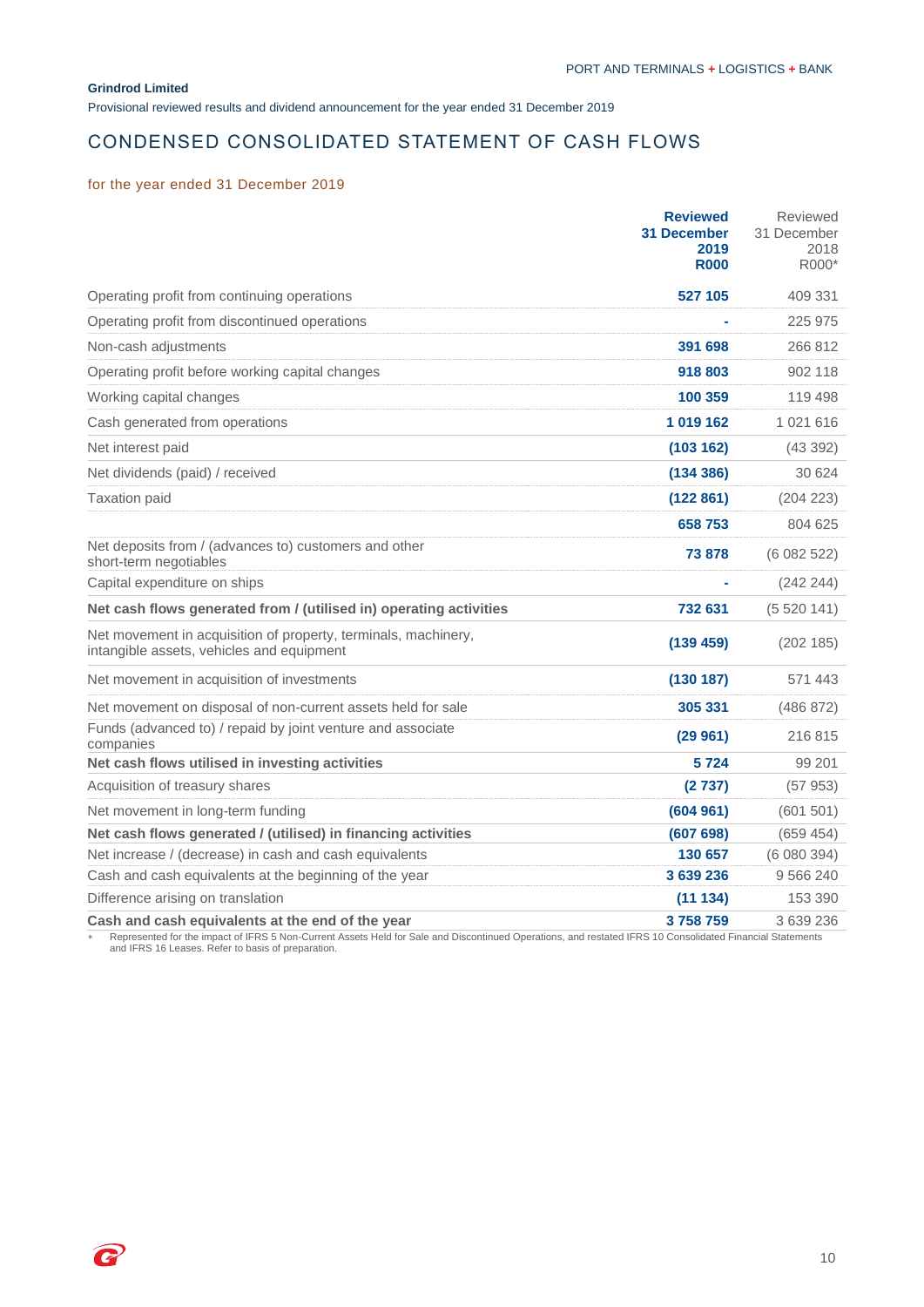**Grindrod Limited**

Provisional reviewed results and dividend announcement for the year ended 31 December 2019

# CONDENSED CONSOLIDATED STATEMENT OF CASH FLOWS

for the year ended 31 December 2019

| | **Reviewed 31 December 2019 R000** | Reviewed 31 December 2018 R000* |
|---|---|---|
| Operating profit from continuing operations | **527 105** | 409 331 |
| Operating profit from discontinued operations | **-** | 225 975 |
| Non-cash adjustments | **391 698** | 266 812 |
| Operating profit before working capital changes | **918 803** | 902 118 |
| Working capital changes | **100 359** | 119 498 |
| Cash generated from operations | **1 019 162** | 1 021 616 |
| Net interest paid | **(103 162)** | (43 392) |
| Net dividends (paid) / received | **(134 386)** | 30 624 |
| Taxation paid | **(122 861)** | (204 223) |
| | **658 753** | 804 625 |
| Net deposits from / (advances to) customers and other short-term negotiables | **73 878** | (6 082 522) |
| Capital expenditure on ships | **-** | (242 244) |
| **Net cash flows generated from / (utilised in) operating activities** | **732 631** | (5 520 141) |
| Net movement in acquisition of property, terminals, machinery, intangible assets, vehicles and equipment | **(139 459)** | (202 185) |
| Net movement in acquisition of investments | **(130 187)** | 571 443 |
| Net movement on disposal of non-current assets held for sale | **305 331** | (486 872) |
| Funds (advanced to) / repaid by joint venture and associate companies | **(29 961)** | 216 815 |
| **Net cash flows utilised in investing activities** | **5 724** | 99 201 |
| Acquisition of treasury shares | **(2 737)** | (57 953) |
| Net movement in long-term funding | **(604 961)** | (601 501) |
| **Net cash flows generated / (utilised) in financing activities** | **(607 698)** | (659 454) |
| Net increase / (decrease) in cash and cash equivalents | **130 657** | (6 080 394) |
| Cash and cash equivalents at the beginning of the year | **3 639 236** | 9 566 240 |
| Difference arising on translation | **(11 134)** | 153 390 |
| **Cash and cash equivalents at the end of the year** | **3 758 759** | 3 639 236 |

\* Represented for the impact of IFRS 5 Non-Current Assets Held for Sale and Discontinued Operations, and restated IFRS 10 Consolidated Financial Statements and IFRS 16 Leases. Refer to basis of preparation.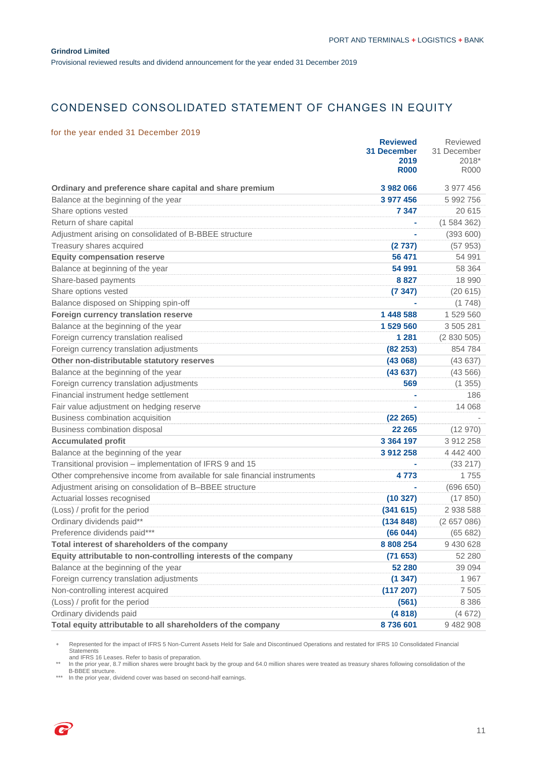**Grindrod Limited**

Provisional reviewed results and dividend announcement for the year ended 31 December 2019

## CONDENSED CONSOLIDATED STATEMENT OF CHANGES IN EQUITY

for the year ended 31 December 2019

| | **Reviewed 31 December 2019 R000** | Reviewed 31 December 2018* R000 |
|---|---|---|
| **Ordinary and preference share capital and share premium** | **3 982 066** | 3 977 456 |
| Balance at the beginning of the year | **3 977 456** | 5 992 756 |
| Share options vested | **7 347** | 20 615 |
| Return of share capital | **-** | (1 584 362) |
| Adjustment arising on consolidated of B-BBEE structure | **-** | (393 600) |
| Treasury shares acquired | **(2 737)** | (57 953) |
| **Equity compensation reserve** | **56 471** | 54 991 |
| Balance at beginning of the year | **54 991** | 58 364 |
| Share-based payments | **8 827** | 18 990 |
| Share options vested | **(7 347)** | (20 615) |
| Balance disposed on Shipping spin-off | **-** | (1 748) |
| **Foreign currency translation reserve** | **1 448 588** | 1 529 560 |
| Balance at the beginning of the year | **1 529 560** | 3 505 281 |
| Foreign currency translation realised | **1 281** | (2 830 505) |
| Foreign currency translation adjustments | **(82 253)** | 854 784 |
| **Other non-distributable statutory reserves** | **(43 068)** | (43 637) |
| Balance at the beginning of the year | **(43 637)** | (43 566) |
| Foreign currency translation adjustments | **569** | (1 355) |
| Financial instrument hedge settlement | **-** | 186 |
| Fair value adjustment on hedging reserve | **-** | 14 068 |
| Business combination acquisition | **(22 265)** | - |
| Business combination disposal | **22 265** | (12 970) |
| **Accumulated profit** | **3 364 197** | 3 912 258 |
| Balance at the beginning of the year | **3 912 258** | 4 442 400 |
| Transitional provision – implementation of IFRS 9 and 15 | **-** | (33 217) |
| Other comprehensive income from available for sale financial instruments | **4 773** | 1 755 |
| Adjustment arising on consolidation of B–BBEE structure | **-** | (696 650) |
| Actuarial losses recognised | **(10 327)** | (17 850) |
| (Loss) / profit for the period | **(341 615)** | 2 938 588 |
| Ordinary dividends paid** | **(134 848)** | (2 657 086) |
| Preference dividends paid*** | **(66 044)** | (65 682) |
| **Total interest of shareholders of the company** | **8 808 254** | 9 430 628 |
| **Equity attributable to non-controlling interests of the company** | **(71 653)** | 52 280 |
| Balance at the beginning of the year | **52 280** | 39 094 |
| Foreign currency translation adjustments | **(1 347)** | 1 967 |
| Non-controlling interest acquired | **(117 207)** | 7 505 |
| (Loss) / profit for the period | **(561)** | 8 386 |
| Ordinary dividends paid | **(4 818)** | (4 672) |
| **Total equity attributable to all shareholders of the company** | **8 736 601** | 9 482 908 |

\* Represented for the impact of IFRS 5 Non-Current Assets Held for Sale and Discontinued Operations and restated for IFRS 10 Consolidated Financial Statements and IFRS 16 Leases. Refer to basis of preparation.

\*\* In the prior year, 8.7 million shares were brought back by the group and 64.0 million shares were treated as treasury shares following consolidation of the B-BBEE structure.

\*\*\* In the prior year, dividend cover was based on second-half earnings.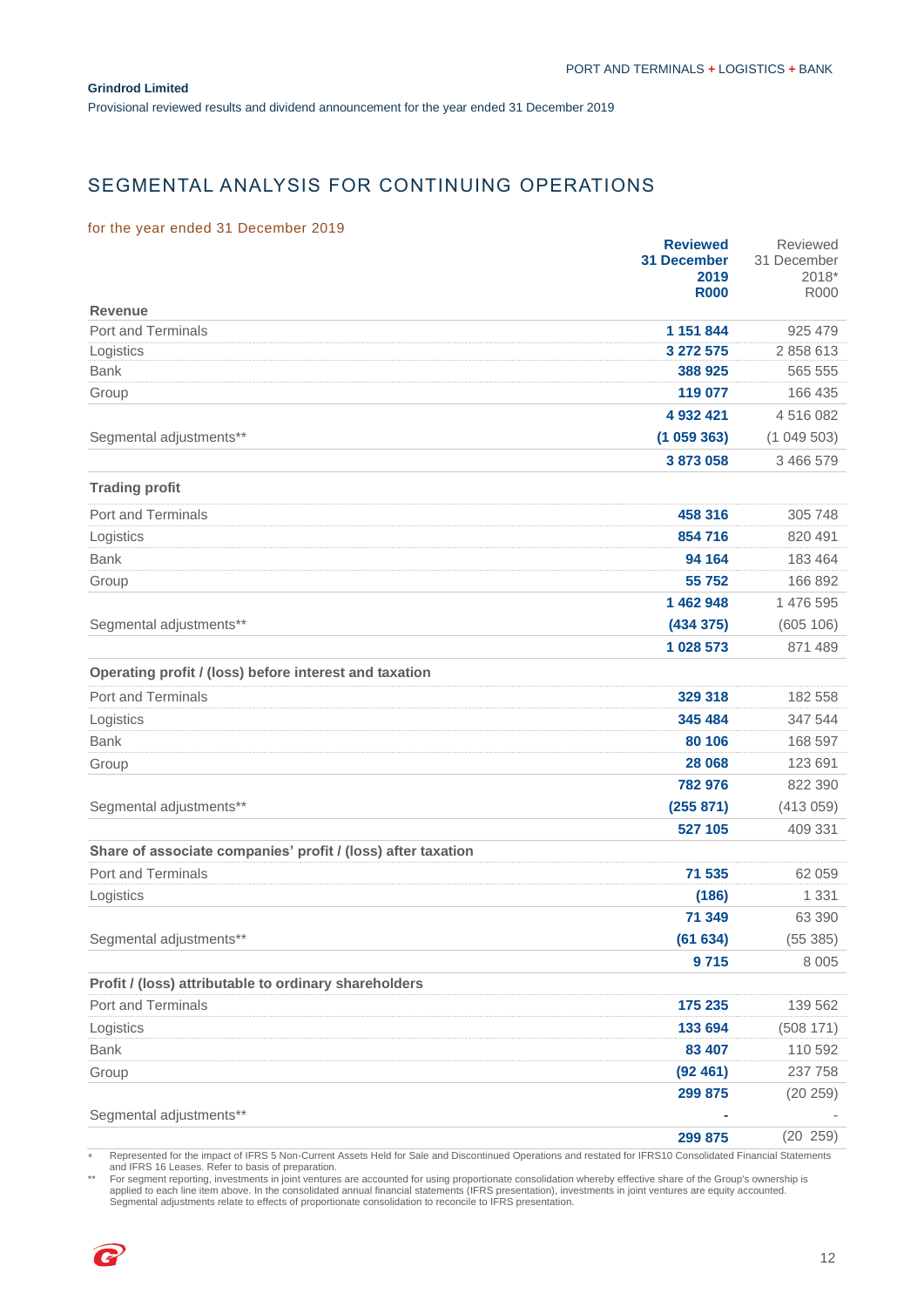## SEGMENTAL ANALYSIS FOR CONTINUING OPERATIONS

for the year ended 31 December 2019

| | **Reviewed 31 December 2019 R000** | Reviewed 31 December 2018* R000 |
|---|---|---|
| **Revenue** | | |
| Port and Terminals | **1 151 844** | 925 479 |
| Logistics | **3 272 575** | 2 858 613 |
| Bank | **388 925** | 565 555 |
| Group | **119 077** | 166 435 |
| | **4 932 421** | 4 516 082 |
| Segmental adjustments** | **(1 059 363)** | (1 049 503) |
| | **3 873 058** | 3 466 579 |
| **Trading profit** | | |
| Port and Terminals | **458 316** | 305 748 |
| Logistics | **854 716** | 820 491 |
| Bank | **94 164** | 183 464 |
| Group | **55 752** | 166 892 |
| | **1 462 948** | 1 476 595 |
| Segmental adjustments** | **(434 375)** | (605 106) |
| | **1 028 573** | 871 489 |
| **Operating profit / (loss) before interest and taxation** | | |
| Port and Terminals | **329 318** | 182 558 |
| Logistics | **345 484** | 347 544 |
| Bank | **80 106** | 168 597 |
| Group | **28 068** | 123 691 |
| | **782 976** | 822 390 |
| Segmental adjustments** | **(255 871)** | (413 059) |
| | **527 105** | 409 331 |
| **Share of associate companies' profit / (loss) after taxation** | | |
| Port and Terminals | **71 535** | 62 059 |
| Logistics | **(186)** | 1 331 |
| | **71 349** | 63 390 |
| Segmental adjustments** | **(61 634)** | (55 385) |
| | **9 715** | 8 005 |
| **Profit / (loss) attributable to ordinary shareholders** | | |
| Port and Terminals | **175 235** | 139 562 |
| Logistics | **133 694** | (508 171) |
| Bank | **83 407** | 110 592 |
| Group | **(92 461)** | 237 758 |
| | **299 875** | (20 259) |
| Segmental adjustments** | **-** | - |
| | **299 875** | (20 259) |

\* Represented for the impact of IFRS 5 Non-Current Assets Held for Sale and Discontinued Operations and restated for IFRS10 Consolidated Financial Statements and IFRS 16 Leases. Refer to basis of preparation.

\** For segment reporting, investments in joint ventures are accounted for using proportionate consolidation whereby effective share of the Group's ownership is applied to each line item above. In the consolidated annual financial statements (IFRS presentation), investments in joint ventures are equity accounted. Segmental adjustments relate to effects of proportionate consolidation to reconcile to IFRS presentation.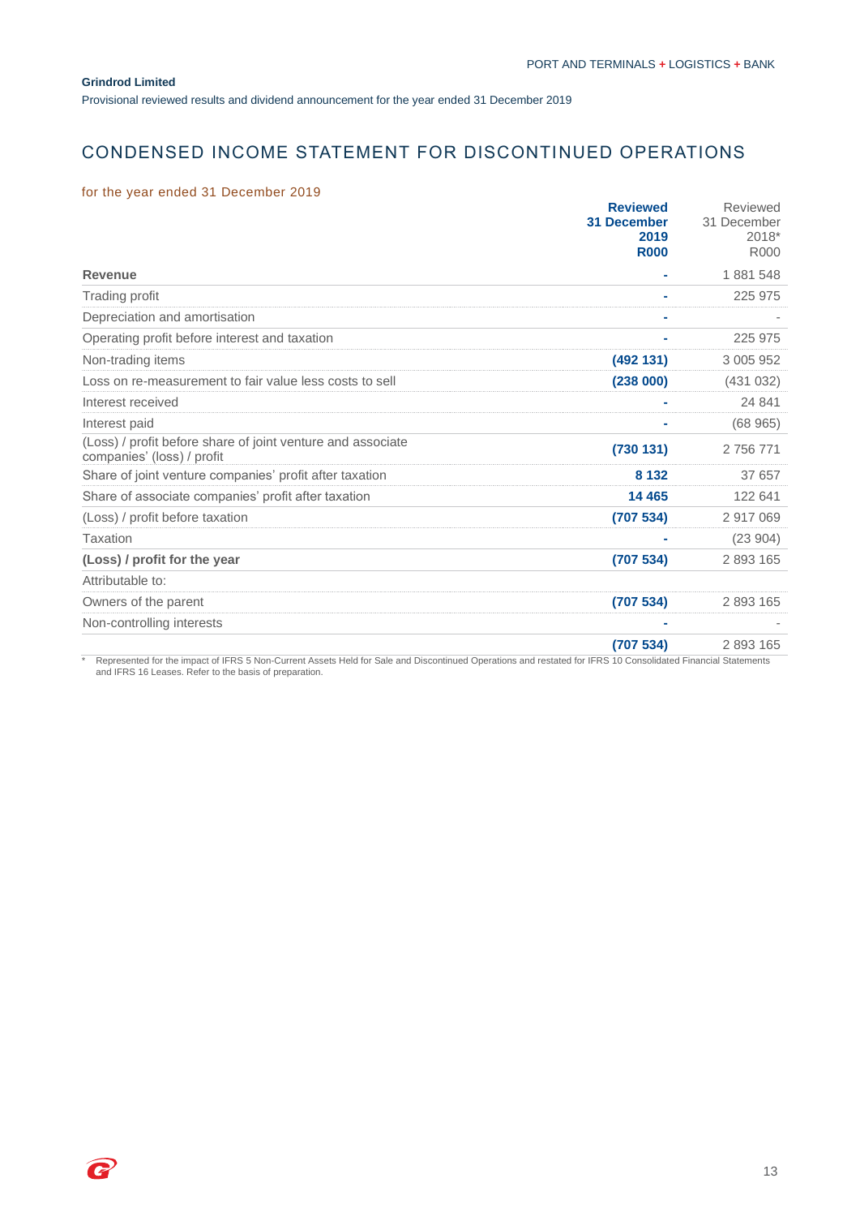**Grindrod Limited**

Provisional reviewed results and dividend announcement for the year ended 31 December 2019

# CONDENSED INCOME STATEMENT FOR DISCONTINUED OPERATIONS

for the year ended 31 December 2019

| | **Reviewed 31 December 2019 R000** | Reviewed 31 December 2018* R000 |
|---|---|---|
| **Revenue** | **-** | 1 881 548 |
| Trading profit | **-** | 225 975 |
| Depreciation and amortisation | **-** | - |
| Operating profit before interest and taxation | **-** | 225 975 |
| Non-trading items | **(492 131)** | 3 005 952 |
| Loss on re-measurement to fair value less costs to sell | **(238 000)** | (431 032) |
| Interest received | **-** | 24 841 |
| Interest paid | **-** | (68 965) |
| (Loss) / profit before share of joint venture and associate companies' (loss) / profit | **(730 131)** | 2 756 771 |
| Share of joint venture companies' profit after taxation | **8 132** | 37 657 |
| Share of associate companies' profit after taxation | **14 465** | 122 641 |
| (Loss) / profit before taxation | **(707 534)** | 2 917 069 |
| Taxation | **-** | (23 904) |
| **(Loss) / profit for the year** | **(707 534)** | 2 893 165 |
| Attributable to: | | |
| Owners of the parent | **(707 534)** | 2 893 165 |
| Non-controlling interests | **-** | - |
| | **(707 534)** | 2 893 165 |

\* Represented for the impact of IFRS 5 Non-Current Assets Held for Sale and Discontinued Operations and restated for IFRS 10 Consolidated Financial Statements and IFRS 16 Leases. Refer to the basis of preparation.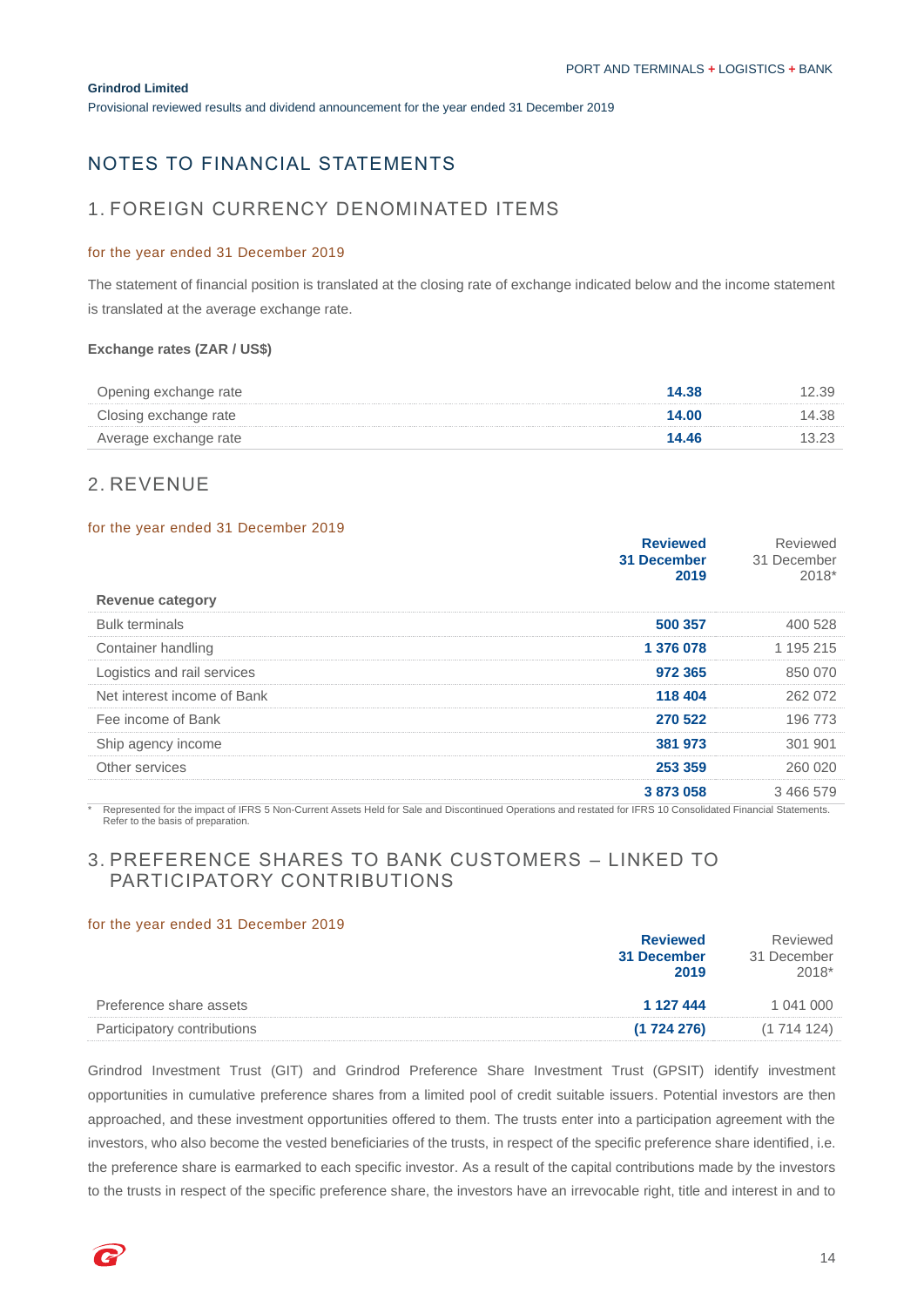**Grindrod Limited**

Provisional reviewed results and dividend announcement for the year ended 31 December 2019

# NOTES TO FINANCIAL STATEMENTS

## 1. FOREIGN CURRENCY DENOMINATED ITEMS

for the year ended 31 December 2019

The statement of financial position is translated at the closing rate of exchange indicated below and the income statement is translated at the average exchange rate.

**Exchange rates (ZAR / US$)**

| | 2019 | 2018 |
|---|---|---|
| Opening exchange rate | **14.38** | 12.39 |
| Closing exchange rate | **14.00** | 14.38 |
| Average exchange rate | **14.46** | 13.23 |

## 2. REVENUE

for the year ended 31 December 2019

| | **Reviewed 31 December 2019** | Reviewed 31 December 2018* |
|---|---|---|
| **Revenue category** | | |
| Bulk terminals | **500 357** | 400 528 |
| Container handling | **1 376 078** | 1 195 215 |
| Logistics and rail services | **972 365** | 850 070 |
| Net interest income of Bank | **118 404** | 262 072 |
| Fee income of Bank | **270 522** | 196 773 |
| Ship agency income | **381 973** | 301 901 |
| Other services | **253 359** | 260 020 |
| | **3 873 058** | 3 466 579 |

\* Represented for the impact of IFRS 5 Non-Current Assets Held for Sale and Discontinued Operations and restated for IFRS 10 Consolidated Financial Statements. Refer to the basis of preparation.

## 3. PREFERENCE SHARES TO BANK CUSTOMERS – LINKED TO PARTICIPATORY CONTRIBUTIONS

for the year ended 31 December 2019

| | **Reviewed 31 December 2019** | Reviewed 31 December 2018* |
|---|---|---|
| Preference share assets | **1 127 444** | 1 041 000 |
| Participatory contributions | **(1 724 276)** | (1 714 124) |

Grindrod Investment Trust (GIT) and Grindrod Preference Share Investment Trust (GPSIT) identify investment opportunities in cumulative preference shares from a limited pool of credit suitable issuers. Potential investors are then approached, and these investment opportunities offered to them. The trusts enter into a participation agreement with the investors, who also become the vested beneficiaries of the trusts, in respect of the specific preference share identified, i.e. the preference share is earmarked to each specific investor. As a result of the capital contributions made by the investors to the trusts in respect of the specific preference share, the investors have an irrevocable right, title and interest in and to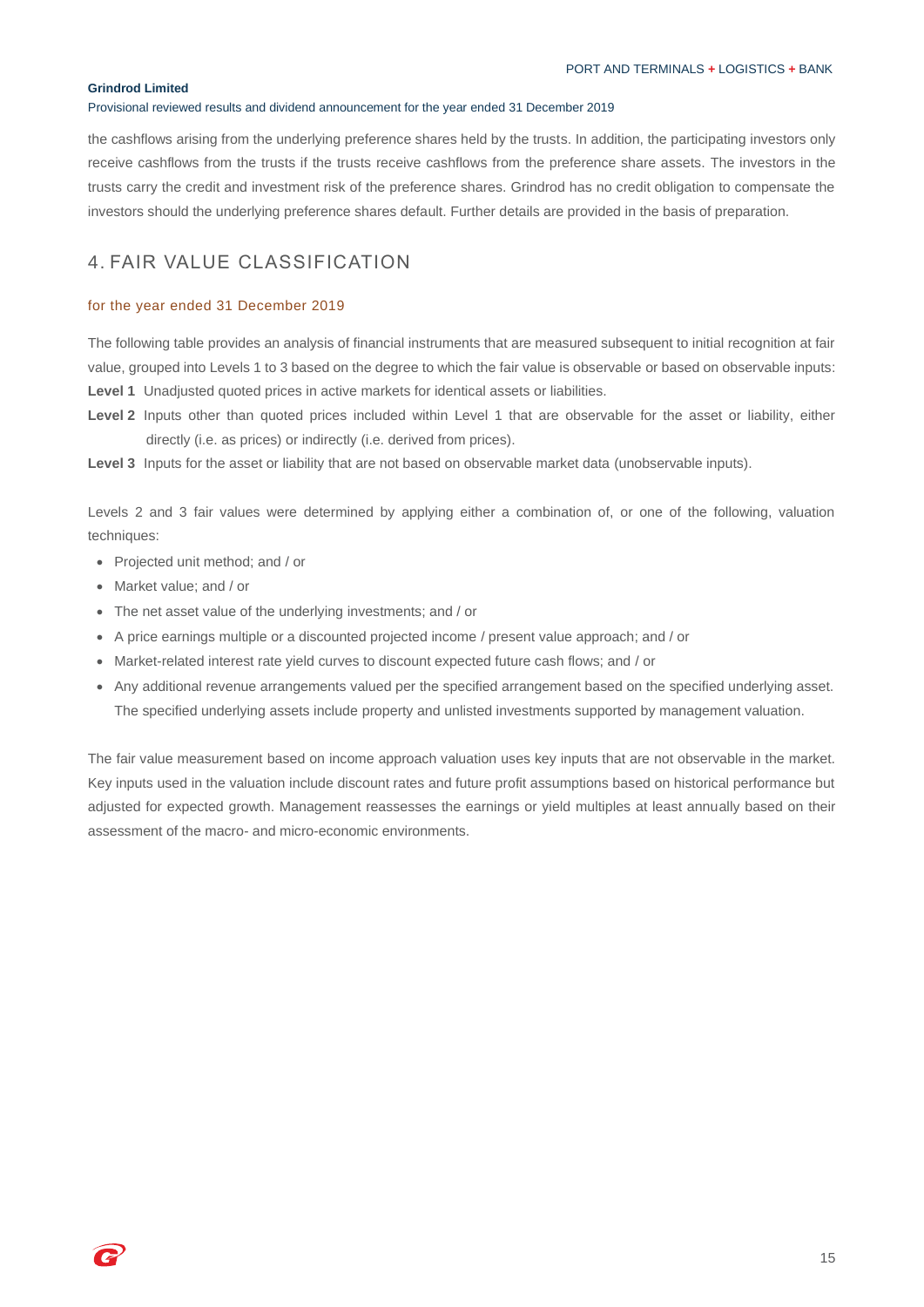the cashflows arising from the underlying preference shares held by the trusts. In addition, the participating investors only receive cashflows from the trusts if the trusts receive cashflows from the preference share assets. The investors in the trusts carry the credit and investment risk of the preference shares. Grindrod has no credit obligation to compensate the investors should the underlying preference shares default. Further details are provided in the basis of preparation.

## 4. FAIR VALUE CLASSIFICATION

for the year ended 31 December 2019

The following table provides an analysis of financial instruments that are measured subsequent to initial recognition at fair value, grouped into Levels 1 to 3 based on the degree to which the fair value is observable or based on observable inputs:

**Level 1** Unadjusted quoted prices in active markets for identical assets or liabilities.

**Level 2** Inputs other than quoted prices included within Level 1 that are observable for the asset or liability, either directly (i.e. as prices) or indirectly (i.e. derived from prices).

**Level 3** Inputs for the asset or liability that are not based on observable market data (unobservable inputs).

Levels 2 and 3 fair values were determined by applying either a combination of, or one of the following, valuation techniques:

- Projected unit method; and / or
- Market value; and / or
- The net asset value of the underlying investments; and / or
- A price earnings multiple or a discounted projected income / present value approach; and / or
- Market-related interest rate yield curves to discount expected future cash flows; and / or
- Any additional revenue arrangements valued per the specified arrangement based on the specified underlying asset. The specified underlying assets include property and unlisted investments supported by management valuation.

The fair value measurement based on income approach valuation uses key inputs that are not observable in the market. Key inputs used in the valuation include discount rates and future profit assumptions based on historical performance but adjusted for expected growth. Management reassesses the earnings or yield multiples at least annually based on their assessment of the macro- and micro-economic environments.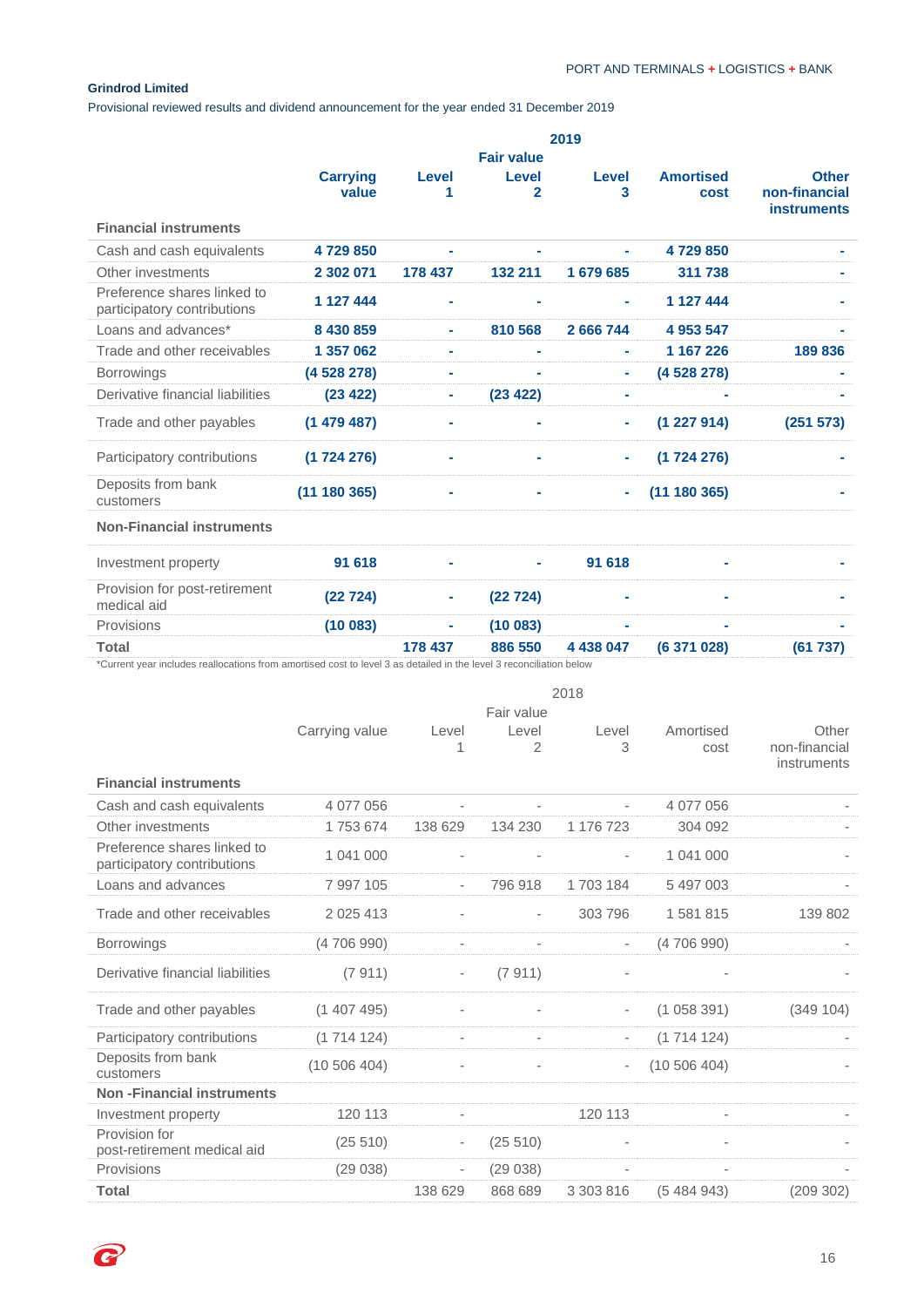**Grindrod Limited**

Provisional reviewed results and dividend announcement for the year ended 31 December 2019

| | 2019 | | | | | |
|---|---|---|---|---|---|---|
| | | Fair value | | | | |
| | **Carrying value** | **Level 1** | **Level 2** | **Level 3** | **Amortised cost** | **Other non-financial instruments** |
| **Financial instruments** | | | | | | |
| Cash and cash equivalents | **4 729 850** | - | - | - | **4 729 850** | - |
| Other investments | **2 302 071** | **178 437** | **132 211** | **1 679 685** | **311 738** | - |
| Preference shares linked to participatory contributions | **1 127 444** | - | - | - | **1 127 444** | - |
| Loans and advances* | **8 430 859** | - | **810 568** | **2 666 744** | **4 953 547** | - |
| Trade and other receivables | **1 357 062** | - | - | - | **1 167 226** | **189 836** |
| Borrowings | **(4 528 278)** | - | - | - | **(4 528 278)** | - |
| Derivative financial liabilities | **(23 422)** | - | **(23 422)** | - | - | - |
| Trade and other payables | **(1 479 487)** | - | - | - | **(1 227 914)** | **(251 573)** |
| Participatory contributions | **(1 724 276)** | - | - | - | **(1 724 276)** | - |
| Deposits from bank customers | **(11 180 365)** | - | - | - | **(11 180 365)** | - |
| **Non-Financial instruments** | | | | | | |
| Investment property | **91 618** | - | - | **91 618** | - | - |
| Provision for post-retirement medical aid | **(22 724)** | - | **(22 724)** | - | - | - |
| Provisions | **(10 083)** | - | **(10 083)** | - | - | - |
| **Total** | | **178 437** | **886 550** | **4 438 047** | **(6 371 028)** | **(61 737)** |

*Current year includes reallocations from amortised cost to level 3 as detailed in the level 3 reconciliation below

| | 2018 | | | | | |
|---|---|---|---|---|---|---|
| | | Fair value | | | | |
| | Carrying value | Level 1 | Level 2 | Level 3 | Amortised cost | Other non-financial instruments |
| **Financial instruments** | | | | | | |
| Cash and cash equivalents | 4 077 056 | - | - | - | 4 077 056 | - |
| Other investments | 1 753 674 | 138 629 | 134 230 | 1 176 723 | 304 092 | - |
| Preference shares linked to participatory contributions | 1 041 000 | - | - | - | 1 041 000 | - |
| Loans and advances | 7 997 105 | - | 796 918 | 1 703 184 | 5 497 003 | - |
| Trade and other receivables | 2 025 413 | - | - | 303 796 | 1 581 815 | 139 802 |
| Borrowings | (4 706 990) | - | - | - | (4 706 990) | - |
| Derivative financial liabilities | (7 911) | - | (7 911) | - | - | - |
| Trade and other payables | (1 407 495) | - | - | - | (1 058 391) | (349 104) |
| Participatory contributions | (1 714 124) | - | - | - | (1 714 124) | - |
| Deposits from bank customers | (10 506 404) | - | - | - | (10 506 404) | - |
| **Non -Financial instruments** | | | | | | |
| Investment property | 120 113 | - | | 120 113 | - | - |
| Provision for post-retirement medical aid | (25 510) | - | (25 510) | - | - | - |
| Provisions | (29 038) | - | (29 038) | - | - | - |
| **Total** | | 138 629 | 868 689 | 3 303 816 | (5 484 943) | (209 302) |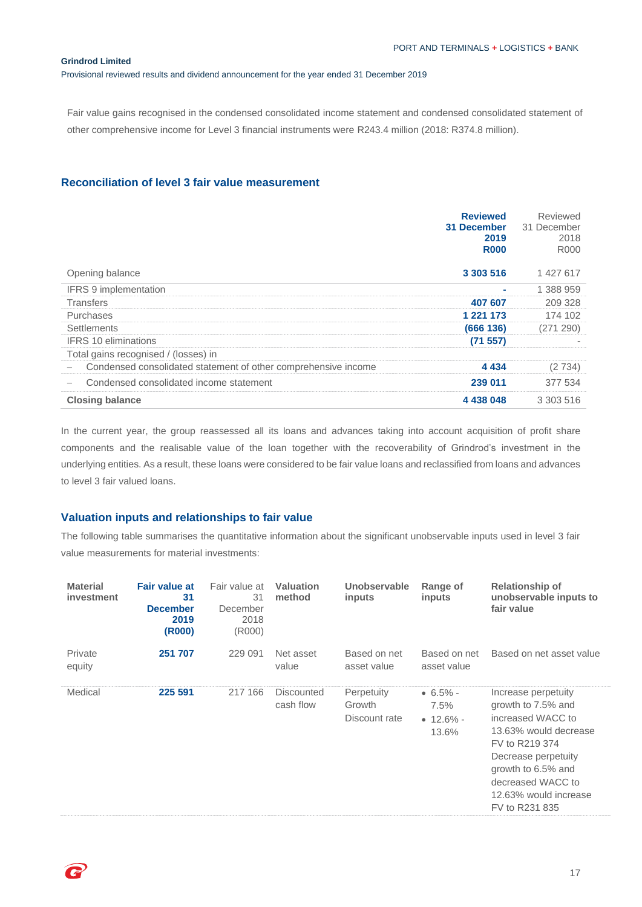Fair value gains recognised in the condensed consolidated income statement and condensed consolidated statement of other comprehensive income for Level 3 financial instruments were R243.4 million (2018: R374.8 million).

## Reconciliation of level 3 fair value measurement

| | **Reviewed 31 December 2019 R000** | Reviewed 31 December 2018 R000 |
|---|---|---|
| Opening balance | **3 303 516** | 1 427 617 |
| IFRS 9 implementation | **-** | 1 388 959 |
| Transfers | **407 607** | 209 328 |
| Purchases | **1 221 173** | 174 102 |
| Settlements | **(666 136)** | (271 290) |
| IFRS 10 eliminations | **(71 557)** | - |
| Total gains recognised / (losses) in | | |
| – Condensed consolidated statement of other comprehensive income | **4 434** | (2 734) |
| – Condensed consolidated income statement | **239 011** | 377 534 |
| **Closing balance** | **4 438 048** | 3 303 516 |

In the current year, the group reassessed all its loans and advances taking into account acquisition of profit share components and the realisable value of the loan together with the recoverability of Grindrod's investment in the underlying entities. As a result, these loans were considered to be fair value loans and reclassified from loans and advances to level 3 fair valued loans.

## Valuation inputs and relationships to fair value

The following table summarises the quantitative information about the significant unobservable inputs used in level 3 fair value measurements for material investments:

| **Material investment** | **Fair value at 31 December 2019 (R000)** | Fair value at 31 December 2018 (R000) | **Valuation method** | **Unobservable inputs** | **Range of inputs** | **Relationship of unobservable inputs to fair value** |
|---|---|---|---|---|---|---|
| Private equity | **251 707** | 229 091 | Net asset value | Based on net asset value | Based on net asset value | Based on net asset value |
| Medical | **225 591** | 217 166 | Discounted cash flow | Perpetuity Growth<br>Discount rate | • 6.5% - 7.5%<br>• 12.6% - 13.6% | Increase perpetuity growth to 7.5% and increased WACC to 13.63% would decrease FV to R219 374<br>Decrease perpetuity growth to 6.5% and decreased WACC to 12.63% would increase FV to R231 835 |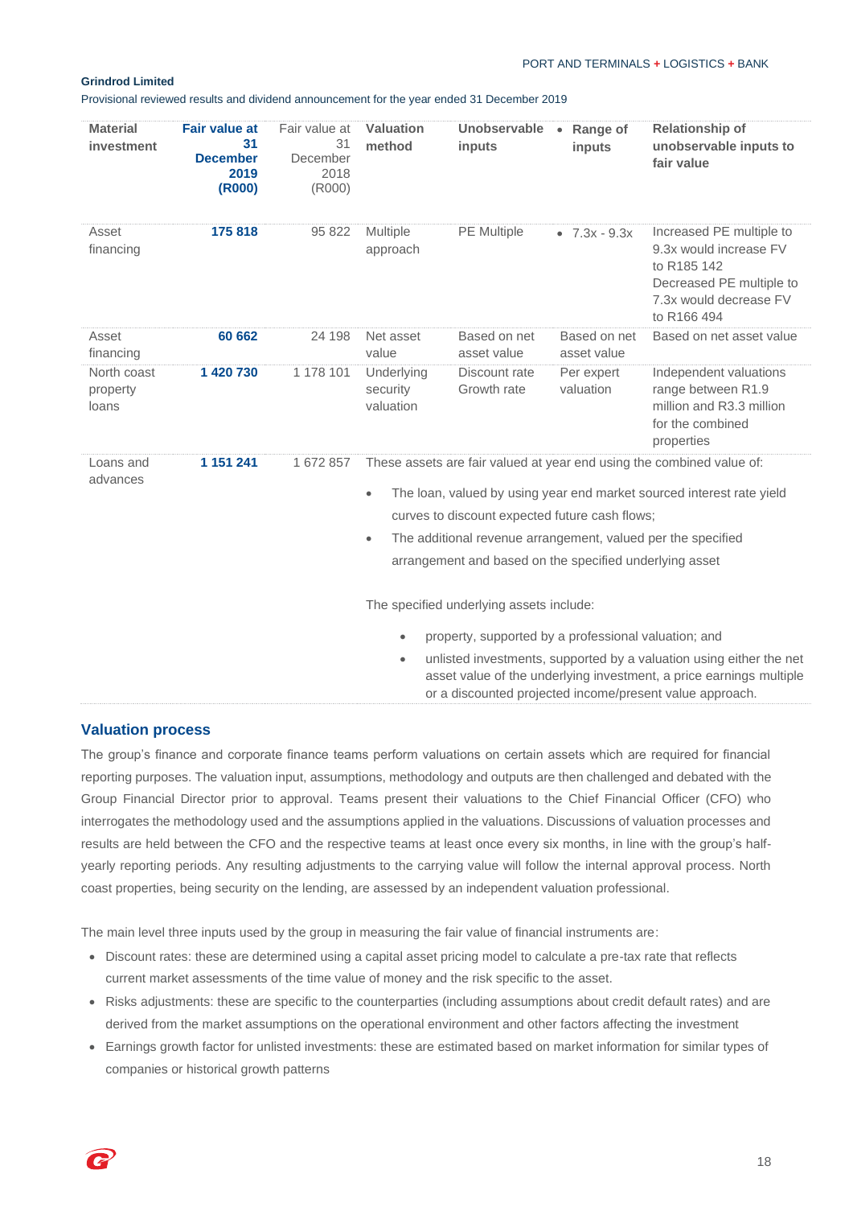**Grindrod Limited**

Provisional reviewed results and dividend announcement for the year ended 31 December 2019

| Material investment | Fair value at 31 December 2019 (R000) | Fair value at 31 December 2018 (R000) | Valuation method | Unobservable inputs | Range of inputs | Relationship of unobservable inputs to fair value |
|---|---|---|---|---|---|---|
| Asset financing | **175 818** | 95 822 | Multiple approach | PE Multiple | 7.3x - 9.3x | Increased PE multiple to 9.3x would increase FV to R185 142 Decreased PE multiple to 7.3x would decrease FV to R166 494 |
| Asset financing | **60 662** | 24 198 | Net asset value | Based on net asset value | Based on net asset value | Based on net asset value |
| North coast property loans | **1 420 730** | 1 178 101 | Underlying security valuation | Discount rate Growth rate | Per expert valuation | Independent valuations range between R1.9 million and R3.3 million for the combined properties |
| Loans and advances | **1 151 241** | 1 672 857 | These assets are fair valued at year end using the combined value of: • The loan, valued by using year end market sourced interest rate yield curves to discount expected future cash flows; • The additional revenue arrangement, valued per the specified arrangement and based on the specified underlying asset. The specified underlying assets include: • property, supported by a professional valuation; and • unlisted investments, supported by a valuation using either the net asset value of the underlying investment, a price earnings multiple or a discounted projected income/present value approach. | | | |

## Valuation process

The group's finance and corporate finance teams perform valuations on certain assets which are required for financial reporting purposes. The valuation input, assumptions, methodology and outputs are then challenged and debated with the Group Financial Director prior to approval. Teams present their valuations to the Chief Financial Officer (CFO) who interrogates the methodology used and the assumptions applied in the valuations. Discussions of valuation processes and results are held between the CFO and the respective teams at least once every six months, in line with the group's half-yearly reporting periods. Any resulting adjustments to the carrying value will follow the internal approval process. North coast properties, being security on the lending, are assessed by an independent valuation professional.

The main level three inputs used by the group in measuring the fair value of financial instruments are:

- Discount rates: these are determined using a capital asset pricing model to calculate a pre-tax rate that reflects current market assessments of the time value of money and the risk specific to the asset.
- Risks adjustments: these are specific to the counterparties (including assumptions about credit default rates) and are derived from the market assumptions on the operational environment and other factors affecting the investment
- Earnings growth factor for unlisted investments: these are estimated based on market information for similar types of companies or historical growth patterns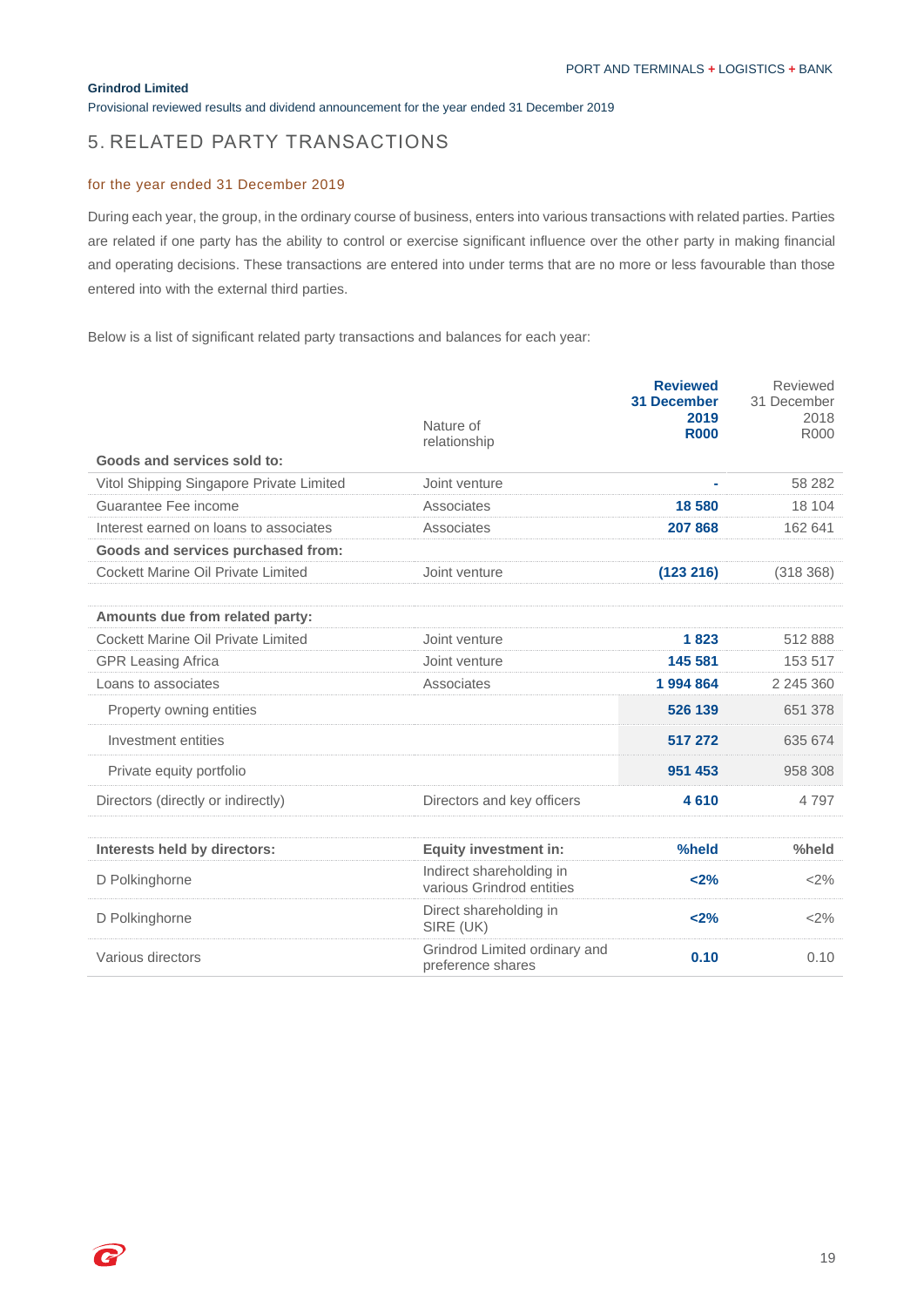Grindrod Limited

Provisional reviewed results and dividend announcement for the year ended 31 December 2019

## 5. RELATED PARTY TRANSACTIONS

### for the year ended 31 December 2019

During each year, the group, in the ordinary course of business, enters into various transactions with related parties. Parties are related if one party has the ability to control or exercise significant influence over the other party in making financial and operating decisions. These transactions are entered into under terms that are no more or less favourable than those entered into with the external third parties.

Below is a list of significant related party transactions and balances for each year:

| | Nature of relationship | **Reviewed 31 December 2019 R000** | Reviewed 31 December 2018 R000 |
|---|---|---|---|
| **Goods and services sold to:** | | | |
| Vitol Shipping Singapore Private Limited | Joint venture | **-** | 58 282 |
| Guarantee Fee income | Associates | **18 580** | 18 104 |
| Interest earned on loans to associates | Associates | **207 868** | 162 641 |
| **Goods and services purchased from:** | | | |
| Cockett Marine Oil Private Limited | Joint venture | **(123 216)** | (318 368) |
| | | | |
| **Amounts due from related party:** | | | |
| Cockett Marine Oil Private Limited | Joint venture | **1 823** | 512 888 |
| GPR Leasing Africa | Joint venture | **145 581** | 153 517 |
| Loans to associates | Associates | **1 994 864** | 2 245 360 |
| Property owning entities | | **526 139** | 651 378 |
| Investment entities | | **517 272** | 635 674 |
| Private equity portfolio | | **951 453** | 958 308 |
| Directors (directly or indirectly) | Directors and key officers | **4 610** | 4 797 |
| | | | |
| **Interests held by directors:** | **Equity investment in:** | **%held** | **%held** |
| D Polkinghorne | Indirect shareholding in various Grindrod entities | **<2%** | <2% |
| D Polkinghorne | Direct shareholding in SIRE (UK) | **<2%** | <2% |
| Various directors | Grindrod Limited ordinary and preference shares | **0.10** | 0.10 |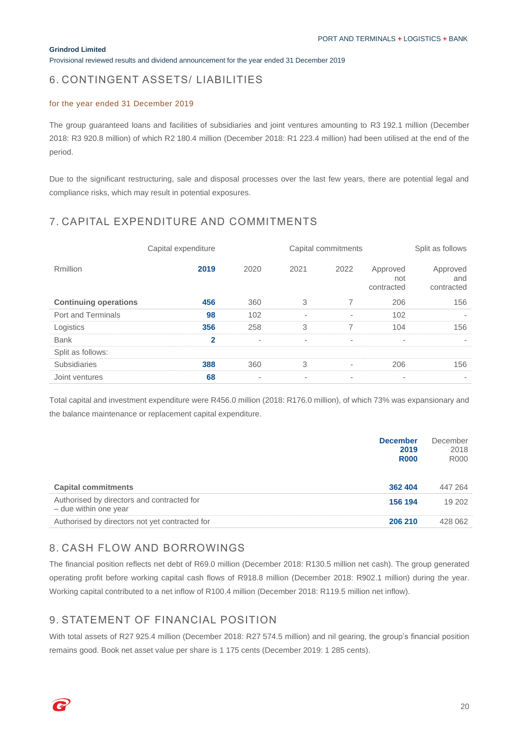**Grindrod Limited**

Provisional reviewed results and dividend announcement for the year ended 31 December 2019

## 6. CONTINGENT ASSETS/ LIABILITIES

for the year ended 31 December 2019

The group guaranteed loans and facilities of subsidiaries and joint ventures amounting to R3 192.1 million (December 2018: R3 920.8 million) of which R2 180.4 million (December 2018: R1 223.4 million) had been utilised at the end of the period.

Due to the significant restructuring, sale and disposal processes over the last few years, there are potential legal and compliance risks, which may result in potential exposures.

## 7. CAPITAL EXPENDITURE AND COMMITMENTS

| | Capital expenditure | Capital commitments | | | Split as follows | |
|---|---|---|---|---|---|---|
| Rmillion | **2019** | 2020 | 2021 | 2022 | Approved not contracted | Approved and contracted |
| **Continuing operations** | **456** | 360 | 3 | 7 | 206 | 156 |
| Port and Terminals | **98** | 102 | - | - | 102 | - |
| Logistics | **356** | 258 | 3 | 7 | 104 | 156 |
| Bank | **2** | - | - | - | - | - |
| Split as follows: | | | | | | |
| Subsidiaries | **388** | 360 | 3 | - | 206 | 156 |
| Joint ventures | **68** | - | - | - | - | - |

Total capital and investment expenditure were R456.0 million (2018: R176.0 million), of which 73% was expansionary and the balance maintenance or replacement capital expenditure.

| | **December 2019 R000** | December 2018 R000 |
|---|---|---|
| **Capital commitments** | **362 404** | 447 264 |
| Authorised by directors and contracted for – due within one year | **156 194** | 19 202 |
| Authorised by directors not yet contracted for | **206 210** | 428 062 |

## 8. CASH FLOW AND BORROWINGS

The financial position reflects net debt of R69.0 million (December 2018: R130.5 million net cash). The group generated operating profit before working capital cash flows of R918.8 million (December 2018: R902.1 million) during the year. Working capital contributed to a net inflow of R100.4 million (December 2018: R119.5 million net inflow).

## 9. STATEMENT OF FINANCIAL POSITION

With total assets of R27 925.4 million (December 2018: R27 574.5 million) and nil gearing, the group's financial position remains good. Book net asset value per share is 1 175 cents (December 2019: 1 285 cents).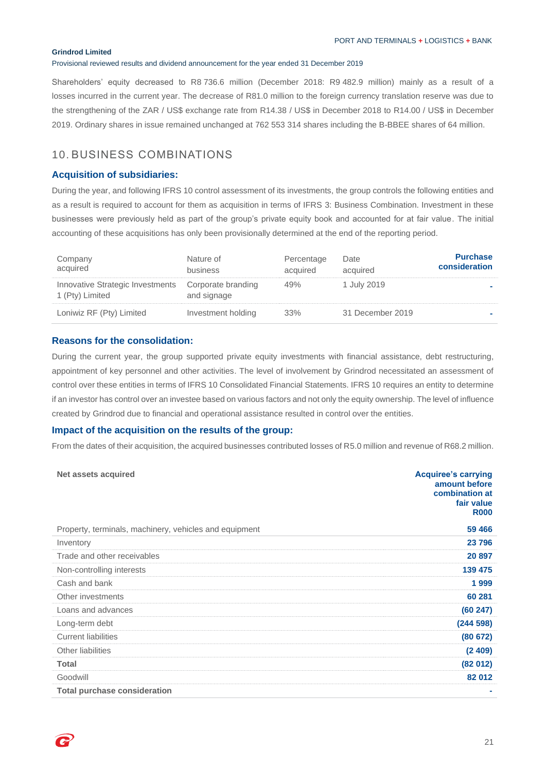**Grindrod Limited**

Provisional reviewed results and dividend announcement for the year ended 31 December 2019

Shareholders' equity decreased to R8 736.6 million (December 2018: R9 482.9 million) mainly as a result of a losses incurred in the current year. The decrease of R81.0 million to the foreign currency translation reserve was due to the strengthening of the ZAR / US$ exchange rate from R14.38 / US$ in December 2018 to R14.00 / US$ in December 2019. Ordinary shares in issue remained unchanged at 762 553 314 shares including the B-BBEE shares of 64 million.

## 10. BUSINESS COMBINATIONS

### Acquisition of subsidiaries:

During the year, and following IFRS 10 control assessment of its investments, the group controls the following entities and as a result is required to account for them as acquisition in terms of IFRS 3: Business Combination. Investment in these businesses were previously held as part of the group's private equity book and accounted for at fair value. The initial accounting of these acquisitions has only been provisionally determined at the end of the reporting period.

| Company acquired | Nature of business | Percentage acquired | Date acquired | Purchase consideration |
|---|---|---|---|---|
| Innovative Strategic Investments 1 (Pty) Limited | Corporate branding and signage | 49% | 1 July 2019 | - |
| Loniwiz RF (Pty) Limited | Investment holding | 33% | 31 December 2019 | - |

### Reasons for the consolidation:

During the current year, the group supported private equity investments with financial assistance, debt restructuring, appointment of key personnel and other activities. The level of involvement by Grindrod necessitated an assessment of control over these entities in terms of IFRS 10 Consolidated Financial Statements. IFRS 10 requires an entity to determine if an investor has control over an investee based on various factors and not only the equity ownership. The level of influence created by Grindrod due to financial and operational assistance resulted in control over the entities.

### Impact of the acquisition on the results of the group:

From the dates of their acquisition, the acquired businesses contributed losses of R5.0 million and revenue of R68.2 million.

| Net assets acquired | Acquiree's carrying amount before combination at fair value R000 |
|---|---|
| Property, terminals, machinery, vehicles and equipment | 59 466 |
| Inventory | 23 796 |
| Trade and other receivables | 20 897 |
| Non-controlling interests | 139 475 |
| Cash and bank | 1 999 |
| Other investments | 60 281 |
| Loans and advances | (60 247) |
| Long-term debt | (244 598) |
| Current liabilities | (80 672) |
| Other liabilities | (2 409) |
| **Total** | (82 012) |
| Goodwill | 82 012 |
| **Total purchase consideration** | - |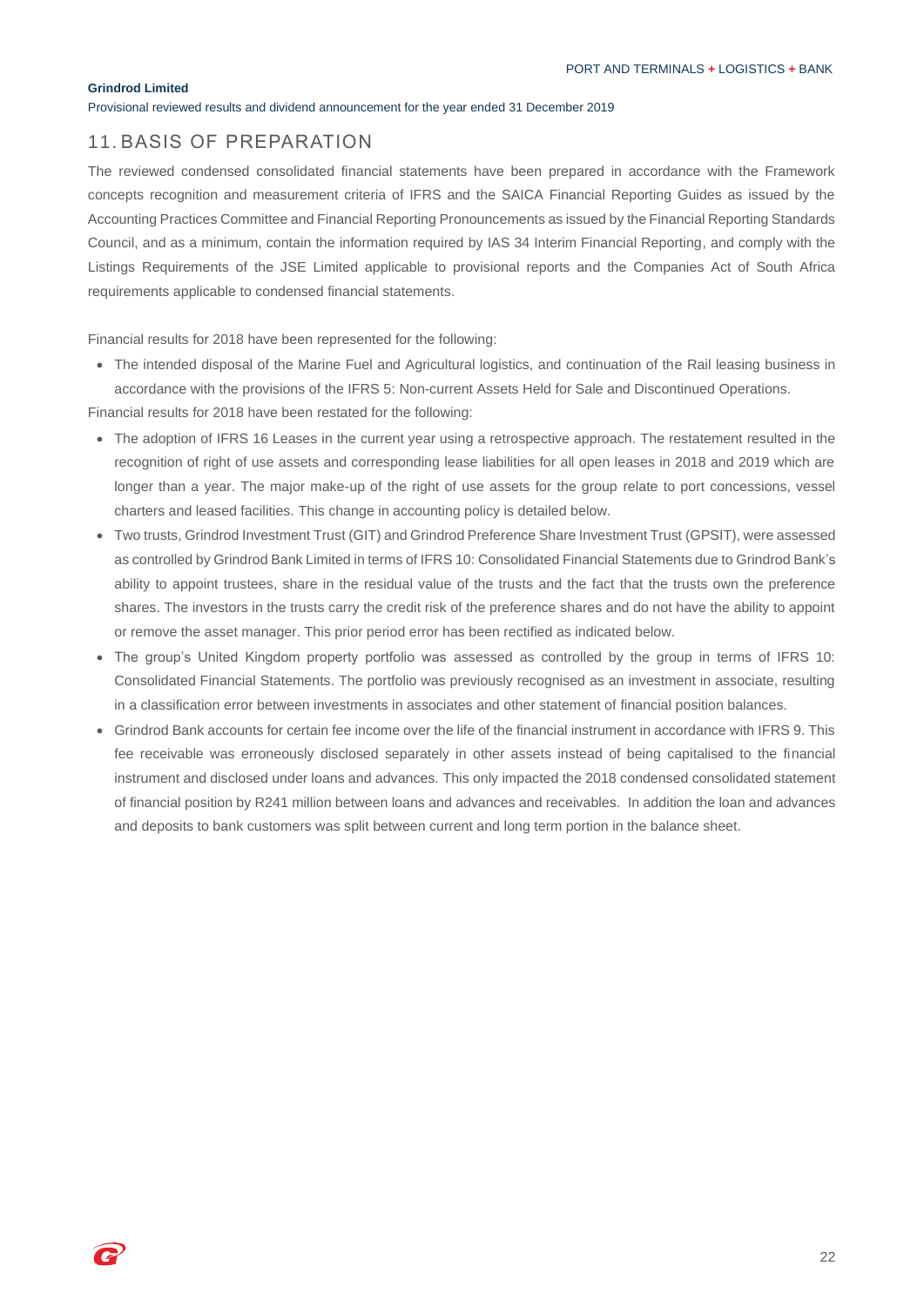## 11. BASIS OF PREPARATION

The reviewed condensed consolidated financial statements have been prepared in accordance with the Framework concepts recognition and measurement criteria of IFRS and the SAICA Financial Reporting Guides as issued by the Accounting Practices Committee and Financial Reporting Pronouncements as issued by the Financial Reporting Standards Council, and as a minimum, contain the information required by IAS 34 Interim Financial Reporting, and comply with the Listings Requirements of the JSE Limited applicable to provisional reports and the Companies Act of South Africa requirements applicable to condensed financial statements.

Financial results for 2018 have been represented for the following:

- The intended disposal of the Marine Fuel and Agricultural logistics, and continuation of the Rail leasing business in accordance with the provisions of the IFRS 5: Non-current Assets Held for Sale and Discontinued Operations.

Financial results for 2018 have been restated for the following:

- The adoption of IFRS 16 Leases in the current year using a retrospective approach. The restatement resulted in the recognition of right of use assets and corresponding lease liabilities for all open leases in 2018 and 2019 which are longer than a year. The major make-up of the right of use assets for the group relate to port concessions, vessel charters and leased facilities. This change in accounting policy is detailed below.
- Two trusts, Grindrod Investment Trust (GIT) and Grindrod Preference Share Investment Trust (GPSIT), were assessed as controlled by Grindrod Bank Limited in terms of IFRS 10: Consolidated Financial Statements due to Grindrod Bank's ability to appoint trustees, share in the residual value of the trusts and the fact that the trusts own the preference shares. The investors in the trusts carry the credit risk of the preference shares and do not have the ability to appoint or remove the asset manager. This prior period error has been rectified as indicated below.
- The group's United Kingdom property portfolio was assessed as controlled by the group in terms of IFRS 10: Consolidated Financial Statements. The portfolio was previously recognised as an investment in associate, resulting in a classification error between investments in associates and other statement of financial position balances.
- Grindrod Bank accounts for certain fee income over the life of the financial instrument in accordance with IFRS 9. This fee receivable was erroneously disclosed separately in other assets instead of being capitalised to the financial instrument and disclosed under loans and advances. This only impacted the 2018 condensed consolidated statement of financial position by R241 million between loans and advances and receivables. In addition the loan and advances and deposits to bank customers was split between current and long term portion in the balance sheet.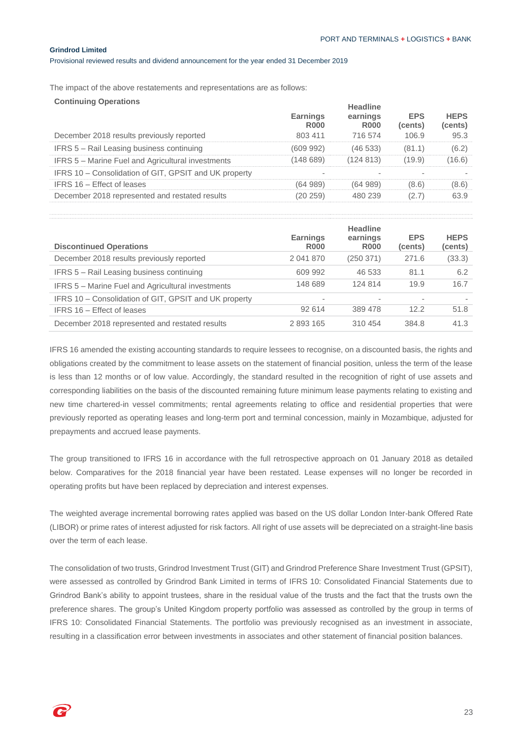The impact of the above restatements and representations are as follows:

| Continuing Operations | Earnings R000 | Headline earnings R000 | EPS (cents) | HEPS (cents) |
|---|---|---|---|---|
| December 2018 results previously reported | 803 411 | 716 574 | 106.9 | 95.3 |
| IFRS 5 – Rail Leasing business continuing | (609 992) | (46 533) | (81.1) | (6.2) |
| IFRS 5 – Marine Fuel and Agricultural investments | (148 689) | (124 813) | (19.9) | (16.6) |
| IFRS 10 – Consolidation of GIT, GPSIT and UK property | - | - | - | - |
| IFRS 16 – Effect of leases | (64 989) | (64 989) | (8.6) | (8.6) |
| December 2018 represented and restated results | (20 259) | 480 239 | (2.7) | 63.9 |

| Discontinued Operations | Earnings R000 | Headline earnings R000 | EPS (cents) | HEPS (cents) |
|---|---|---|---|---|
| December 2018 results previously reported | 2 041 870 | (250 371) | 271.6 | (33.3) |
| IFRS 5 – Rail Leasing business continuing | 609 992 | 46 533 | 81.1 | 6.2 |
| IFRS 5 – Marine Fuel and Agricultural investments | 148 689 | 124 814 | 19.9 | 16.7 |
| IFRS 10 – Consolidation of GIT, GPSIT and UK property | - | - | - | - |
| IFRS 16 – Effect of leases | 92 614 | 389 478 | 12.2 | 51.8 |
| December 2018 represented and restated results | 2 893 165 | 310 454 | 384.8 | 41.3 |

IFRS 16 amended the existing accounting standards to require lessees to recognise, on a discounted basis, the rights and obligations created by the commitment to lease assets on the statement of financial position, unless the term of the lease is less than 12 months or of low value. Accordingly, the standard resulted in the recognition of right of use assets and corresponding liabilities on the basis of the discounted remaining future minimum lease payments relating to existing and new time chartered-in vessel commitments; rental agreements relating to office and residential properties that were previously reported as operating leases and long-term port and terminal concession, mainly in Mozambique, adjusted for prepayments and accrued lease payments.

The group transitioned to IFRS 16 in accordance with the full retrospective approach on 01 January 2018 as detailed below. Comparatives for the 2018 financial year have been restated. Lease expenses will no longer be recorded in operating profits but have been replaced by depreciation and interest expenses.

The weighted average incremental borrowing rates applied was based on the US dollar London Inter-bank Offered Rate (LIBOR) or prime rates of interest adjusted for risk factors. All right of use assets will be depreciated on a straight-line basis over the term of each lease.

The consolidation of two trusts, Grindrod Investment Trust (GIT) and Grindrod Preference Share Investment Trust (GPSIT), were assessed as controlled by Grindrod Bank Limited in terms of IFRS 10: Consolidated Financial Statements due to Grindrod Bank's ability to appoint trustees, share in the residual value of the trusts and the fact that the trusts own the preference shares. The group's United Kingdom property portfolio was assessed as controlled by the group in terms of IFRS 10: Consolidated Financial Statements. The portfolio was previously recognised as an investment in associate, resulting in a classification error between investments in associates and other statement of financial position balances.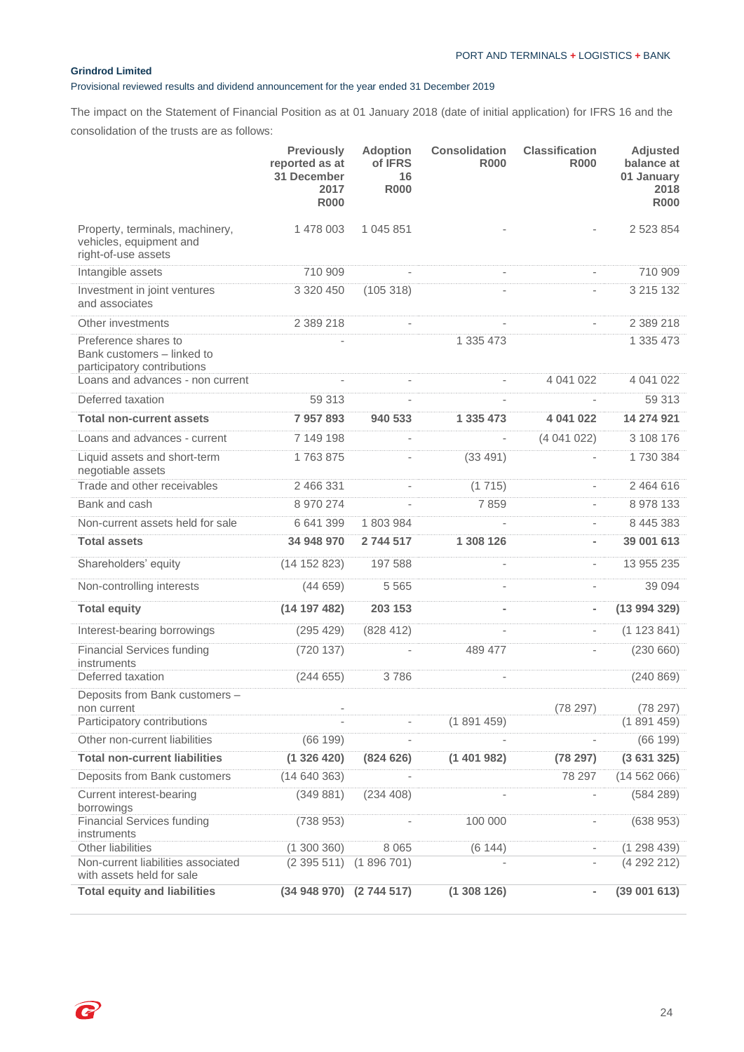**Grindrod Limited**

Provisional reviewed results and dividend announcement for the year ended 31 December 2019

The impact on the Statement of Financial Position as at 01 January 2018 (date of initial application) for IFRS 16 and the consolidation of the trusts are as follows:

| | Previously reported as at 31 December 2017 R000 | Adoption of IFRS 16 R000 | Consolidation R000 | Classification R000 | Adjusted balance at 01 January 2018 R000 |
|---|---|---|---|---|---|
| Property, terminals, machinery, vehicles, equipment and right-of-use assets | 1 478 003 | 1 045 851 | - | - | 2 523 854 |
| Intangible assets | 710 909 | - | - | - | 710 909 |
| Investment in joint ventures and associates | 3 320 450 | (105 318) | - | - | 3 215 132 |
| Other investments | 2 389 218 | - | - | - | 2 389 218 |
| Preference shares to Bank customers – linked to participatory contributions | - | | 1 335 473 | | 1 335 473 |
| Loans and advances - non current | - | - | - | 4 041 022 | 4 041 022 |
| Deferred taxation | 59 313 | - | - | - | 59 313 |
| **Total non-current assets** | **7 957 893** | **940 533** | **1 335 473** | **4 041 022** | **14 274 921** |
| Loans and advances - current | 7 149 198 | - | - | (4 041 022) | 3 108 176 |
| Liquid assets and short-term negotiable assets | 1 763 875 | - | (33 491) | - | 1 730 384 |
| Trade and other receivables | 2 466 331 | - | (1 715) | - | 2 464 616 |
| Bank and cash | 8 970 274 | - | 7 859 | - | 8 978 133 |
| Non-current assets held for sale | 6 641 399 | 1 803 984 | - | - | 8 445 383 |
| **Total assets** | **34 948 970** | **2 744 517** | **1 308 126** | **-** | **39 001 613** |
| Shareholders' equity | (14 152 823) | 197 588 | - | - | 13 955 235 |
| Non-controlling interests | (44 659) | 5 565 | - | - | 39 094 |
| **Total equity** | **(14 197 482)** | **203 153** | **-** | **-** | **(13 994 329)** |
| Interest-bearing borrowings | (295 429) | (828 412) | - | - | (1 123 841) |
| Financial Services funding instruments | (720 137) | - | 489 477 | - | (230 660) |
| Deferred taxation | (244 655) | 3 786 | - | | (240 869) |
| Deposits from Bank customers – non current | - | | | (78 297) | (78 297) |
| Participatory contributions | - | - | (1 891 459) | | (1 891 459) |
| Other non-current liabilities | (66 199) | - | - | - | (66 199) |
| **Total non-current liabilities** | **(1 326 420)** | **(824 626)** | **(1 401 982)** | **(78 297)** | **(3 631 325)** |
| Deposits from Bank customers | (14 640 363) | - | | 78 297 | (14 562 066) |
| Current interest-bearing borrowings | (349 881) | (234 408) | - | - | (584 289) |
| Financial Services funding instruments | (738 953) | - | 100 000 | - | (638 953) |
| Other liabilities | (1 300 360) | 8 065 | (6 144) | - | (1 298 439) |
| Non-current liabilities associated with assets held for sale | (2 395 511) | (1 896 701) | - | - | (4 292 212) |
| **Total equity and liabilities** | **(34 948 970)** | **(2 744 517)** | **(1 308 126)** | **-** | **(39 001 613)** |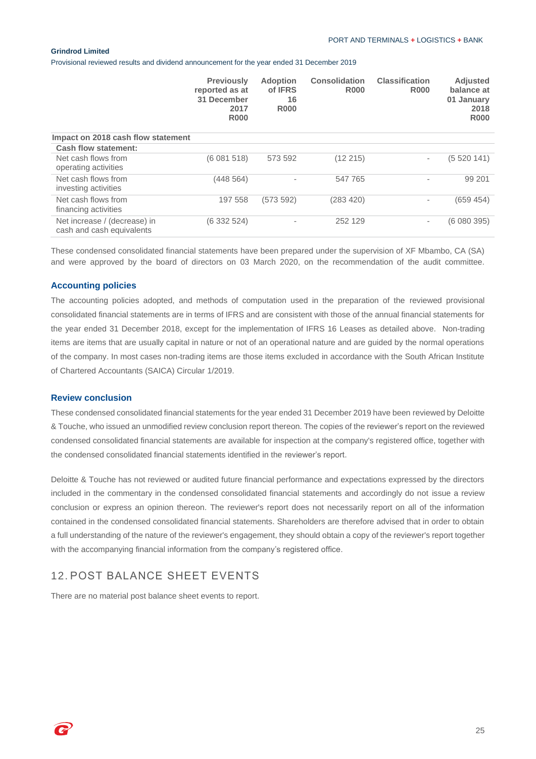| | Previously reported as at 31 December 2017 R000 | Adoption of IFRS 16 R000 | Consolidation R000 | Classification R000 | Adjusted balance at 01 January 2018 R000 |
|---|---|---|---|---|---|
| **Impact on 2018 cash flow statement** | | | | | |
| **Cash flow statement:** | | | | | |
| Net cash flows from operating activities | (6 081 518) | 573 592 | (12 215) | - | (5 520 141) |
| Net cash flows from investing activities | (448 564) | - | 547 765 | - | 99 201 |
| Net cash flows from financing activities | 197 558 | (573 592) | (283 420) | - | (659 454) |
| Net increase / (decrease) in cash and cash equivalents | (6 332 524) | - | 252 129 | - | (6 080 395) |

These condensed consolidated financial statements have been prepared under the supervision of XF Mbambo, CA (SA) and were approved by the board of directors on 03 March 2020, on the recommendation of the audit committee.

### Accounting policies

The accounting policies adopted, and methods of computation used in the preparation of the reviewed provisional consolidated financial statements are in terms of IFRS and are consistent with those of the annual financial statements for the year ended 31 December 2018, except for the implementation of IFRS 16 Leases as detailed above. Non-trading items are items that are usually capital in nature or not of an operational nature and are guided by the normal operations of the company. In most cases non-trading items are those items excluded in accordance with the South African Institute of Chartered Accountants (SAICA) Circular 1/2019.

### Review conclusion

These condensed consolidated financial statements for the year ended 31 December 2019 have been reviewed by Deloitte & Touche, who issued an unmodified review conclusion report thereon. The copies of the reviewer's report on the reviewed condensed consolidated financial statements are available for inspection at the company's registered office, together with the condensed consolidated financial statements identified in the reviewer's report.

Deloitte & Touche has not reviewed or audited future financial performance and expectations expressed by the directors included in the commentary in the condensed consolidated financial statements and accordingly do not issue a review conclusion or express an opinion thereon. The reviewer's report does not necessarily report on all of the information contained in the condensed consolidated financial statements. Shareholders are therefore advised that in order to obtain a full understanding of the nature of the reviewer's engagement, they should obtain a copy of the reviewer's report together with the accompanying financial information from the company's registered office.

## 12. POST BALANCE SHEET EVENTS

There are no material post balance sheet events to report.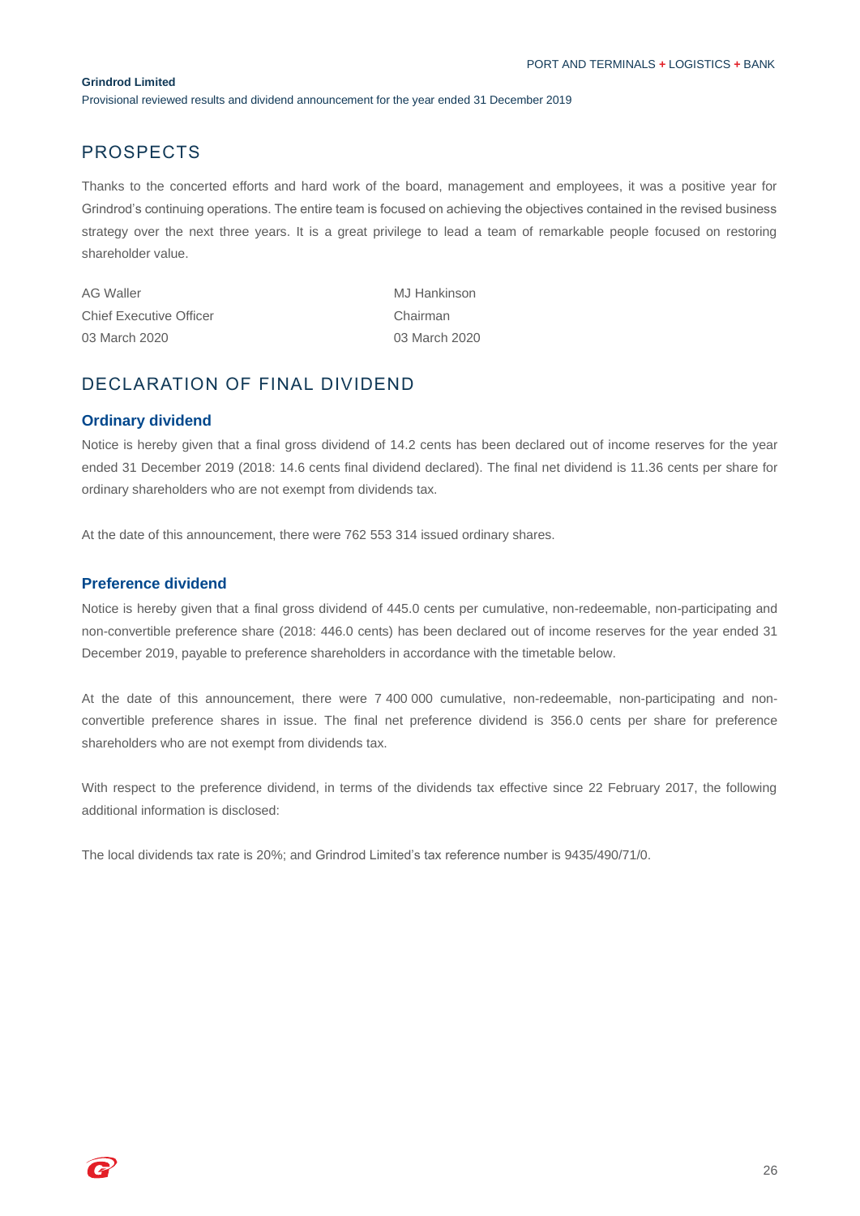## PROSPECTS

Thanks to the concerted efforts and hard work of the board, management and employees, it was a positive year for Grindrod's continuing operations. The entire team is focused on achieving the objectives contained in the revised business strategy over the next three years. It is a great privilege to lead a team of remarkable people focused on restoring shareholder value.

AG Waller
Chief Executive Officer
03 March 2020

MJ Hankinson
Chairman
03 March 2020

## DECLARATION OF FINAL DIVIDEND

### Ordinary dividend

Notice is hereby given that a final gross dividend of 14.2 cents has been declared out of income reserves for the year ended 31 December 2019 (2018: 14.6 cents final dividend declared). The final net dividend is 11.36 cents per share for ordinary shareholders who are not exempt from dividends tax.

At the date of this announcement, there were 762 553 314 issued ordinary shares.

### Preference dividend

Notice is hereby given that a final gross dividend of 445.0 cents per cumulative, non-redeemable, non-participating and non-convertible preference share (2018: 446.0 cents) has been declared out of income reserves for the year ended 31 December 2019, payable to preference shareholders in accordance with the timetable below.

At the date of this announcement, there were 7 400 000 cumulative, non-redeemable, non-participating and non-convertible preference shares in issue. The final net preference dividend is 356.0 cents per share for preference shareholders who are not exempt from dividends tax.

With respect to the preference dividend, in terms of the dividends tax effective since 22 February 2017, the following additional information is disclosed:

The local dividends tax rate is 20%; and Grindrod Limited's tax reference number is 9435/490/71/0.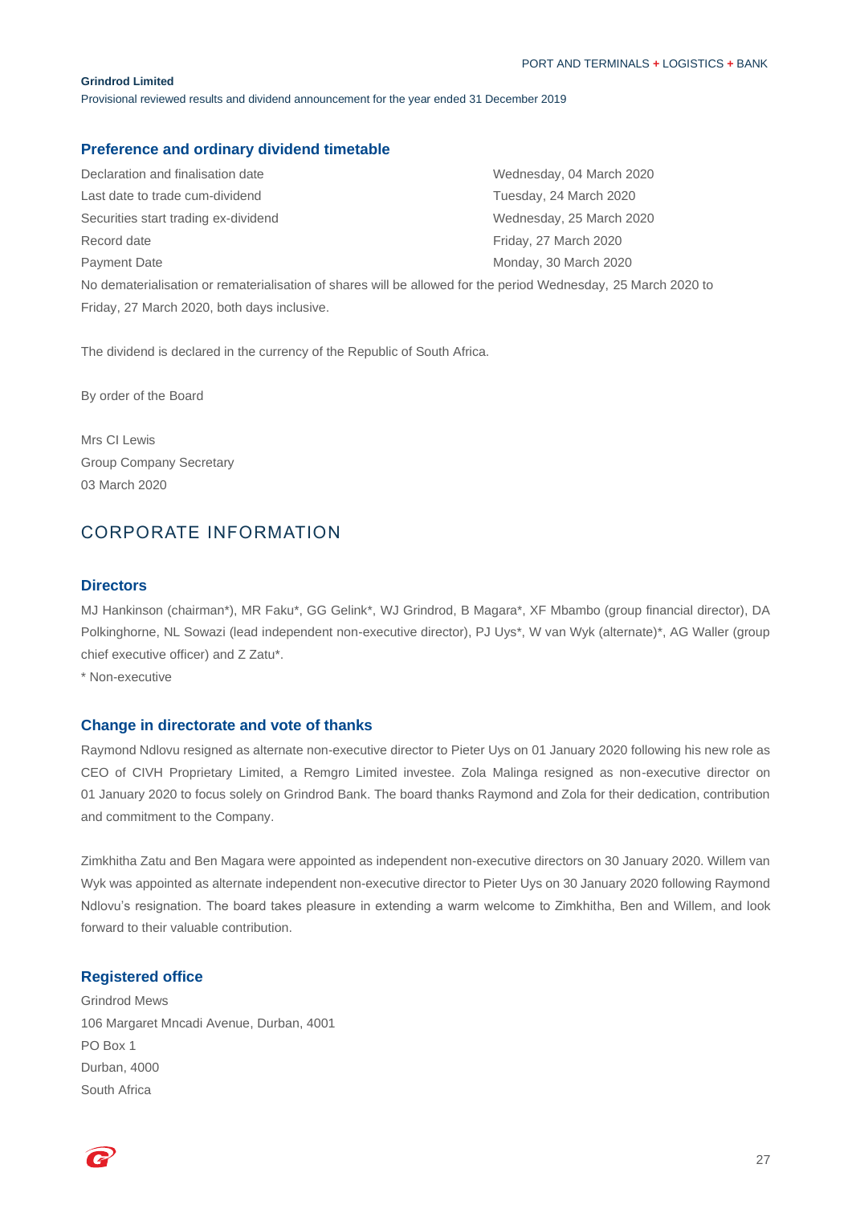## Preference and ordinary dividend timetable

| | |
|---|---|
| Declaration and finalisation date | Wednesday, 04 March 2020 |
| Last date to trade cum-dividend | Tuesday, 24 March 2020 |
| Securities start trading ex-dividend | Wednesday, 25 March 2020 |
| Record date | Friday, 27 March 2020 |
| Payment Date | Monday, 30 March 2020 |

No dematerialisation or rematerialisation of shares will be allowed for the period Wednesday, 25 March 2020 to Friday, 27 March 2020, both days inclusive.

The dividend is declared in the currency of the Republic of South Africa.

By order of the Board

Mrs CI Lewis
Group Company Secretary
03 March 2020

# CORPORATE INFORMATION

## Directors

MJ Hankinson (chairman*), MR Faku*, GG Gelink*, WJ Grindrod, B Magara*, XF Mbambo (group financial director), DA Polkinghorne, NL Sowazi (lead independent non-executive director), PJ Uys*, W van Wyk (alternate)*, AG Waller (group chief executive officer) and Z Zatu*.

* Non-executive

## Change in directorate and vote of thanks

Raymond Ndlovu resigned as alternate non-executive director to Pieter Uys on 01 January 2020 following his new role as CEO of CIVH Proprietary Limited, a Remgro Limited investee. Zola Malinga resigned as non-executive director on 01 January 2020 to focus solely on Grindrod Bank. The board thanks Raymond and Zola for their dedication, contribution and commitment to the Company.

Zimkhitha Zatu and Ben Magara were appointed as independent non-executive directors on 30 January 2020. Willem van Wyk was appointed as alternate independent non-executive director to Pieter Uys on 30 January 2020 following Raymond Ndlovu's resignation. The board takes pleasure in extending a warm welcome to Zimkhitha, Ben and Willem, and look forward to their valuable contribution.

## Registered office

Grindrod Mews
106 Margaret Mncadi Avenue, Durban, 4001
PO Box 1
Durban, 4000
South Africa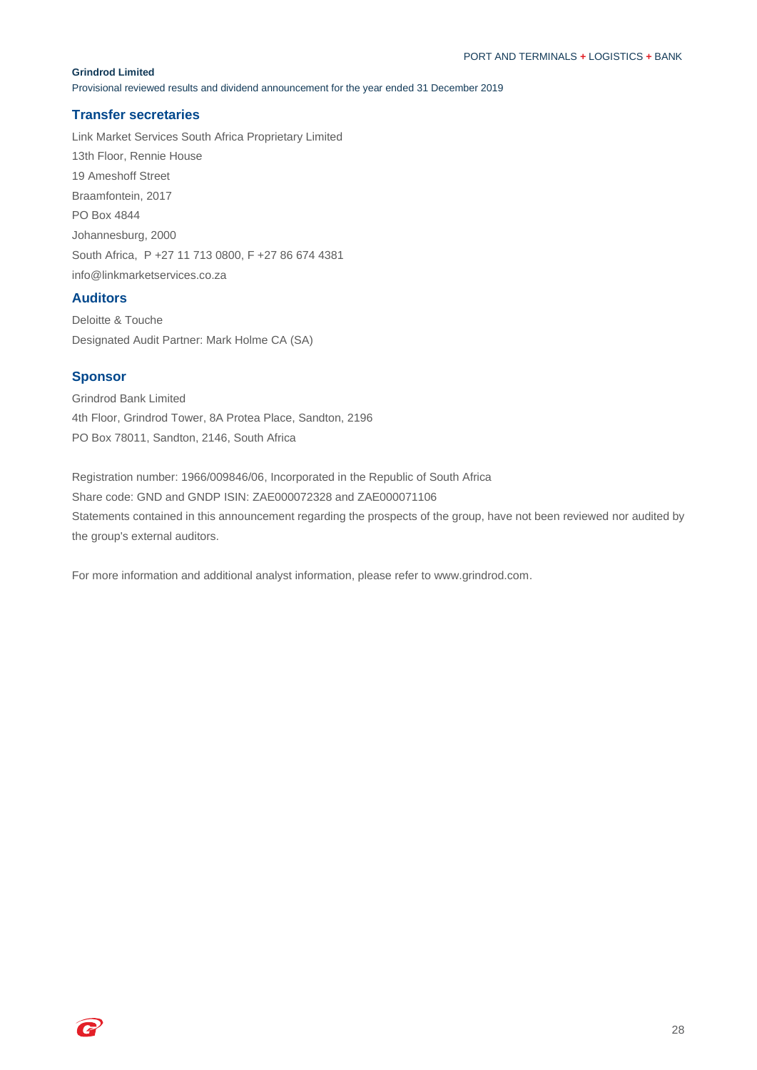## Transfer secretaries

Link Market Services South Africa Proprietary Limited
13th Floor, Rennie House
19 Ameshoff Street
Braamfontein, 2017
PO Box 4844
Johannesburg, 2000
South Africa, P +27 11 713 0800, F +27 86 674 4381
info@linkmarketservices.co.za

## Auditors

Deloitte & Touche
Designated Audit Partner: Mark Holme CA (SA)

## Sponsor

Grindrod Bank Limited
4th Floor, Grindrod Tower, 8A Protea Place, Sandton, 2196
PO Box 78011, Sandton, 2146, South Africa

Registration number: 1966/009846/06, Incorporated in the Republic of South Africa
Share code: GND and GNDP ISIN: ZAE000072328 and ZAE000071106
Statements contained in this announcement regarding the prospects of the group, have not been reviewed nor audited by the group's external auditors.

For more information and additional analyst information, please refer to www.grindrod.com.